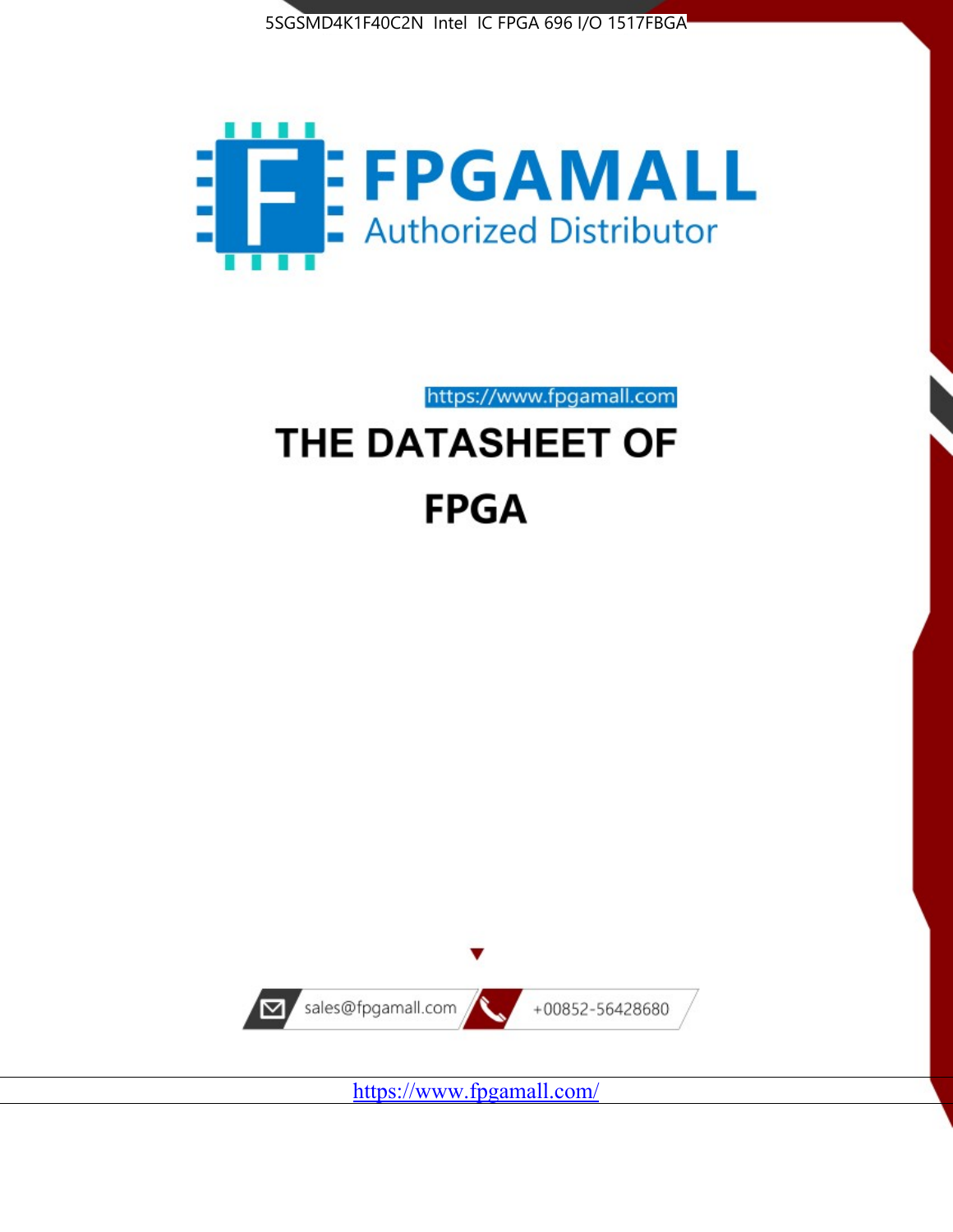5SGSMD4K1F40C2N Intel IC FPGA 696 I/O 1517FBGA

FPGAMALL

Authorized Distributor

https://www.fpgamall.com

# THE DATASHEET OF

# FPGA

sales@fpgamall.com

+00852-56428680

https://www.fpgamall.com/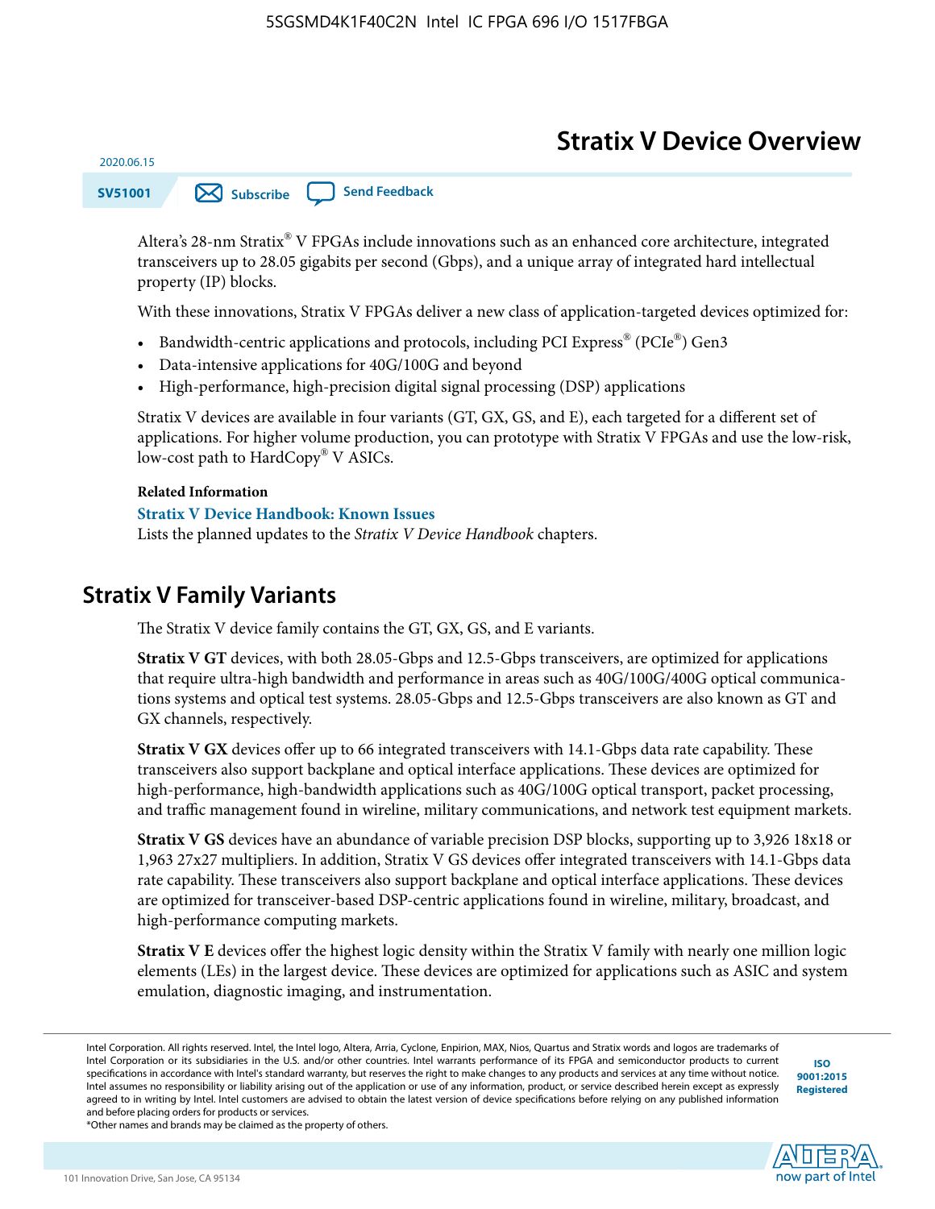# Stratix V Device Overview

2020.06.15

SV51001

Subscribe

Send Feedback

Altera's 28-nm Stratix® V FPGAs include innovations such as an enhanced core architecture, integrated transceivers up to 28.05 gigabits per second (Gbps), and a unique array of integrated hard intellectual property (IP) blocks.

With these innovations, Stratix V FPGAs deliver a new class of application-targeted devices optimized for:

- Bandwidth-centric applications and protocols, including PCI Express® (PCIe®) Gen3
- Data-intensive applications for 40G/100G and beyond
- High-performance, high-precision digital signal processing (DSP) applications

Stratix V devices are available in four variants (GT, GX, GS, and E), each targeted for a different set of applications. For higher volume production, you can prototype with Stratix V FPGAs and use the low-risk, low-cost path to HardCopy® V ASICs.

**Related Information**

**Stratix V Device Handbook: Known Issues**
Lists the planned updates to the *Stratix V Device Handbook* chapters.

## Stratix V Family Variants

The Stratix V device family contains the GT, GX, GS, and E variants.

**Stratix V GT** devices, with both 28.05-Gbps and 12.5-Gbps transceivers, are optimized for applications that require ultra-high bandwidth and performance in areas such as 40G/100G/400G optical communications systems and optical test systems. 28.05-Gbps and 12.5-Gbps transceivers are also known as GT and GX channels, respectively.

**Stratix V GX** devices offer up to 66 integrated transceivers with 14.1-Gbps data rate capability. These transceivers also support backplane and optical interface applications. These devices are optimized for high-performance, high-bandwidth applications such as 40G/100G optical transport, packet processing, and traffic management found in wireline, military communications, and network test equipment markets.

**Stratix V GS** devices have an abundance of variable precision DSP blocks, supporting up to 3,926 18x18 or 1,963 27x27 multipliers. In addition, Stratix V GS devices offer integrated transceivers with 14.1-Gbps data rate capability. These transceivers also support backplane and optical interface applications. These devices are optimized for transceiver-based DSP-centric applications found in wireline, military, broadcast, and high-performance computing markets.

**Stratix V E** devices offer the highest logic density within the Stratix V family with nearly one million logic elements (LEs) in the largest device. These devices are optimized for applications such as ASIC and system emulation, diagnostic imaging, and instrumentation.

Intel Corporation. All rights reserved. Intel, the Intel logo, Altera, Arria, Cyclone, Enpirion, MAX, Nios, Quartus and Stratix words and logos are trademarks of Intel Corporation or its subsidiaries in the U.S. and/or other countries. Intel warrants performance of its FPGA and semiconductor products to current specifications in accordance with Intel's standard warranty, but reserves the right to make changes to any products and services at any time without notice. Intel assumes no responsibility or liability arising out of the application or use of any information, product, or service described herein except as expressly agreed to in writing by Intel. Intel customers are advised to obtain the latest version of device specifications before relying on any published information and before placing orders for products or services.
*Other names and brands may be claimed as the property of others.

ISO 9001:2015 Registered

101 Innovation Drive, San Jose, CA 95134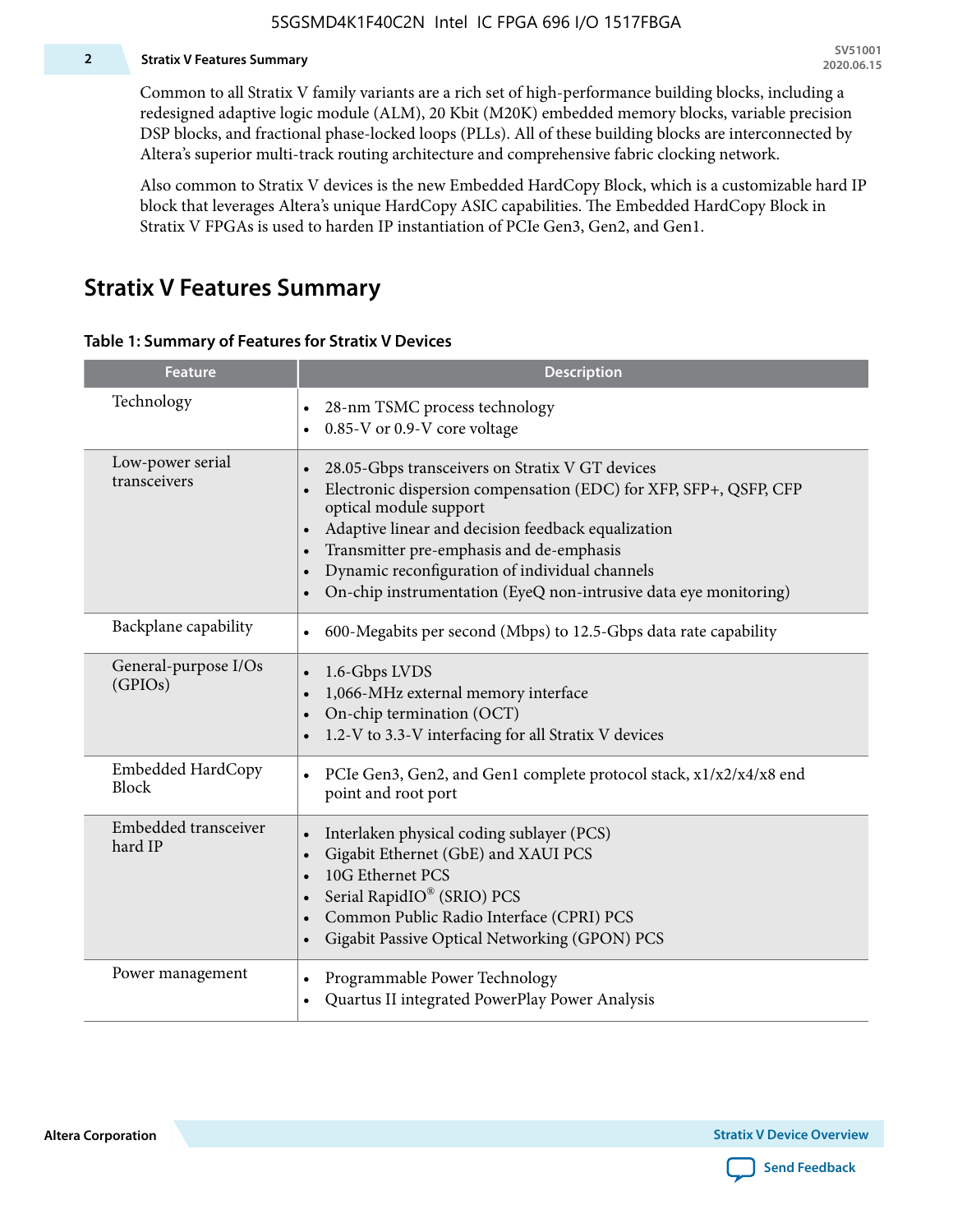Common to all Stratix V family variants are a rich set of high-performance building blocks, including a redesigned adaptive logic module (ALM), 20 Kbit (M20K) embedded memory blocks, variable precision DSP blocks, and fractional phase-locked loops (PLLs). All of these building blocks are interconnected by Altera's superior multi-track routing architecture and comprehensive fabric clocking network.

Also common to Stratix V devices is the new Embedded HardCopy Block, which is a customizable hard IP block that leverages Altera's unique HardCopy ASIC capabilities. The Embedded HardCopy Block in Stratix V FPGAs is used to harden IP instantiation of PCIe Gen3, Gen2, and Gen1.

## Stratix V Features Summary

**Table 1: Summary of Features for Stratix V Devices**

| Feature | Description |
|---|---|
| Technology | • 28-nm TSMC process technology<br>• 0.85-V or 0.9-V core voltage |
| Low-power serial transceivers | • 28.05-Gbps transceivers on Stratix V GT devices<br>• Electronic dispersion compensation (EDC) for XFP, SFP+, QSFP, CFP optical module support<br>• Adaptive linear and decision feedback equalization<br>• Transmitter pre-emphasis and de-emphasis<br>• Dynamic reconfiguration of individual channels<br>• On-chip instrumentation (EyeQ non-intrusive data eye monitoring) |
| Backplane capability | • 600-Megabits per second (Mbps) to 12.5-Gbps data rate capability |
| General-purpose I/Os (GPIOs) | • 1.6-Gbps LVDS<br>• 1,066-MHz external memory interface<br>• On-chip termination (OCT)<br>• 1.2-V to 3.3-V interfacing for all Stratix V devices |
| Embedded HardCopy Block | • PCIe Gen3, Gen2, and Gen1 complete protocol stack, x1/x2/x4/x8 end point and root port |
| Embedded transceiver hard IP | • Interlaken physical coding sublayer (PCS)<br>• Gigabit Ethernet (GbE) and XAUI PCS<br>• 10G Ethernet PCS<br>• Serial RapidIO® (SRIO) PCS<br>• Common Public Radio Interface (CPRI) PCS<br>• Gigabit Passive Optical Networking (GPON) PCS |
| Power management | • Programmable Power Technology<br>• Quartus II integrated PowerPlay Power Analysis |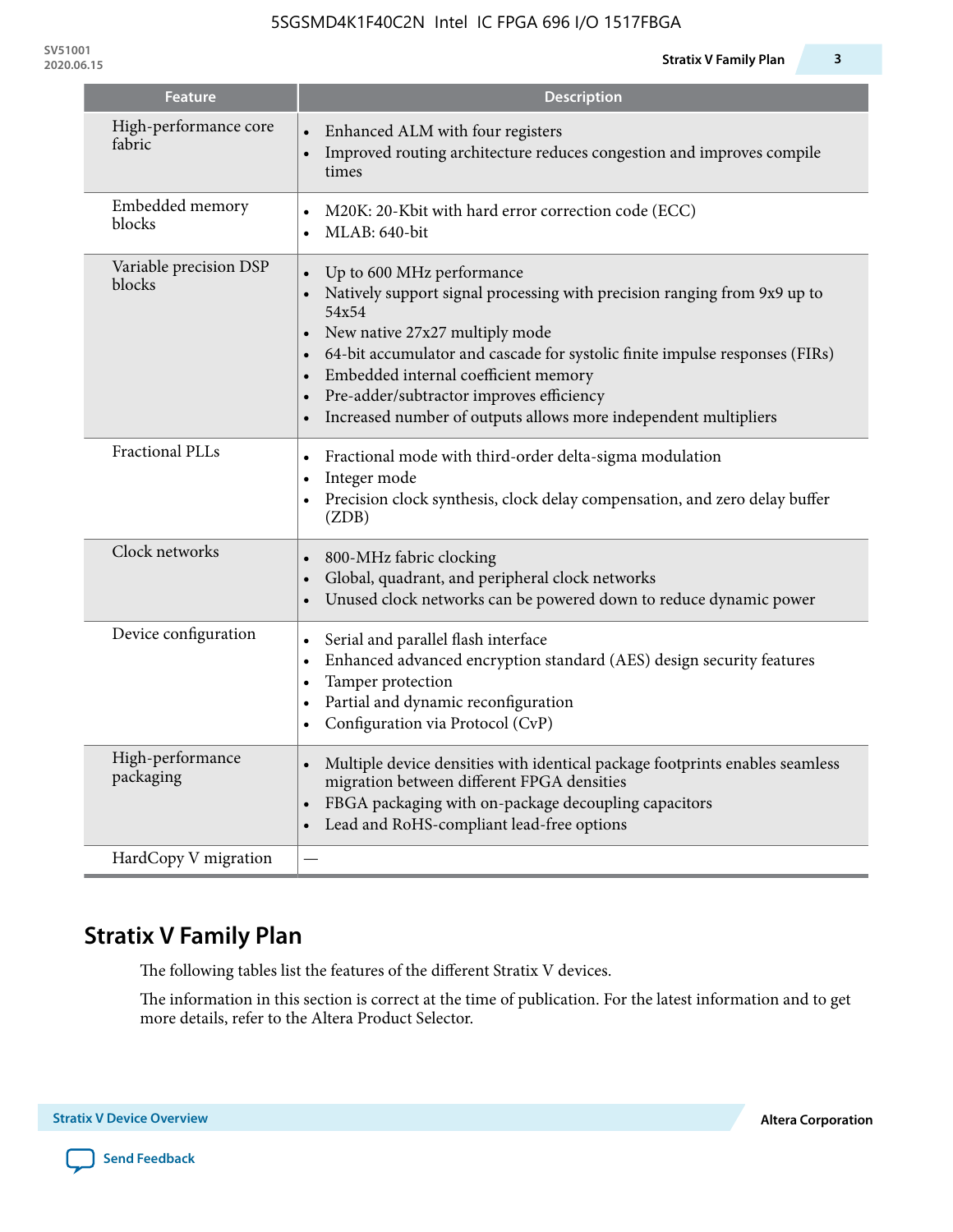| Feature | Description |
|---|---|
| High-performance core fabric | • Enhanced ALM with four registers<br>• Improved routing architecture reduces congestion and improves compile times |
| Embedded memory blocks | • M20K: 20-Kbit with hard error correction code (ECC)<br>• MLAB: 640-bit |
| Variable precision DSP blocks | • Up to 600 MHz performance<br>• Natively support signal processing with precision ranging from 9x9 up to 54x54<br>• New native 27x27 multiply mode<br>• 64-bit accumulator and cascade for systolic finite impulse responses (FIRs)<br>• Embedded internal coefficient memory<br>• Pre-adder/subtractor improves efficiency<br>• Increased number of outputs allows more independent multipliers |
| Fractional PLLs | • Fractional mode with third-order delta-sigma modulation<br>• Integer mode<br>• Precision clock synthesis, clock delay compensation, and zero delay buffer (ZDB) |
| Clock networks | • 800-MHz fabric clocking<br>• Global, quadrant, and peripheral clock networks<br>• Unused clock networks can be powered down to reduce dynamic power |
| Device configuration | • Serial and parallel flash interface<br>• Enhanced advanced encryption standard (AES) design security features<br>• Tamper protection<br>• Partial and dynamic reconfiguration<br>• Configuration via Protocol (CvP) |
| High-performance packaging | • Multiple device densities with identical package footprints enables seamless migration between different FPGA densities<br>• FBGA packaging with on-package decoupling capacitors<br>• Lead and RoHS-compliant lead-free options |
| HardCopy V migration | — |

## Stratix V Family Plan

The following tables list the features of the different Stratix V devices.

The information in this section is correct at the time of publication. For the latest information and to get more details, refer to the Altera Product Selector.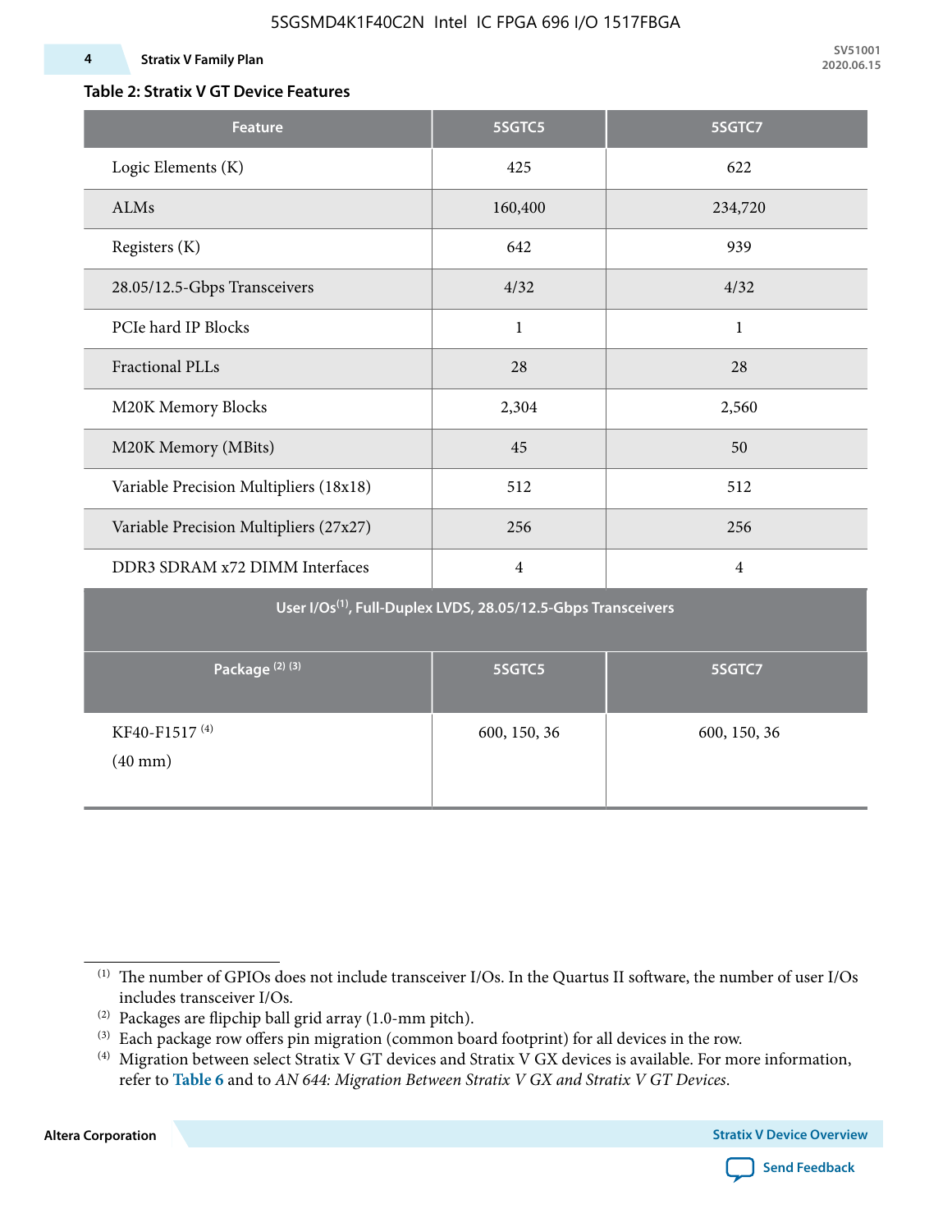**Table 2: Stratix V GT Device Features**

| Feature | 5SGTC5 | 5SGTC7 |
|---|---|---|
| Logic Elements (K) | 425 | 622 |
| ALMs | 160,400 | 234,720 |
| Registers (K) | 642 | 939 |
| 28.05/12.5-Gbps Transceivers | 4/32 | 4/32 |
| PCIe hard IP Blocks | 1 | 1 |
| Fractional PLLs | 28 | 28 |
| M20K Memory Blocks | 2,304 | 2,560 |
| M20K Memory (MBits) | 45 | 50 |
| Variable Precision Multipliers (18x18) | 512 | 512 |
| Variable Precision Multipliers (27x27) | 256 | 256 |
| DDR3 SDRAM x72 DIMM Interfaces | 4 | 4 |
| **User I/Os[1], Full-Duplex LVDS, 28.05/12.5-Gbps Transceivers** | | |
| **Package [2] [3]** | **5SGTC5** | **5SGTC7** |
| KF40-F1517 [4] (40 mm) | 600, 150, 36 | 600, 150, 36 |

(1) The number of GPIOs does not include transceiver I/Os. In the Quartus II software, the number of user I/Os includes transceiver I/Os.

(2) Packages are flipchip ball grid array (1.0-mm pitch).

(3) Each package row offers pin migration (common board footprint) for all devices in the row.

(4) Migration between select Stratix V GT devices and Stratix V GX devices is available. For more information, refer to **Table 6** and to *AN 644: Migration Between Stratix V GX and Stratix V GT Devices*.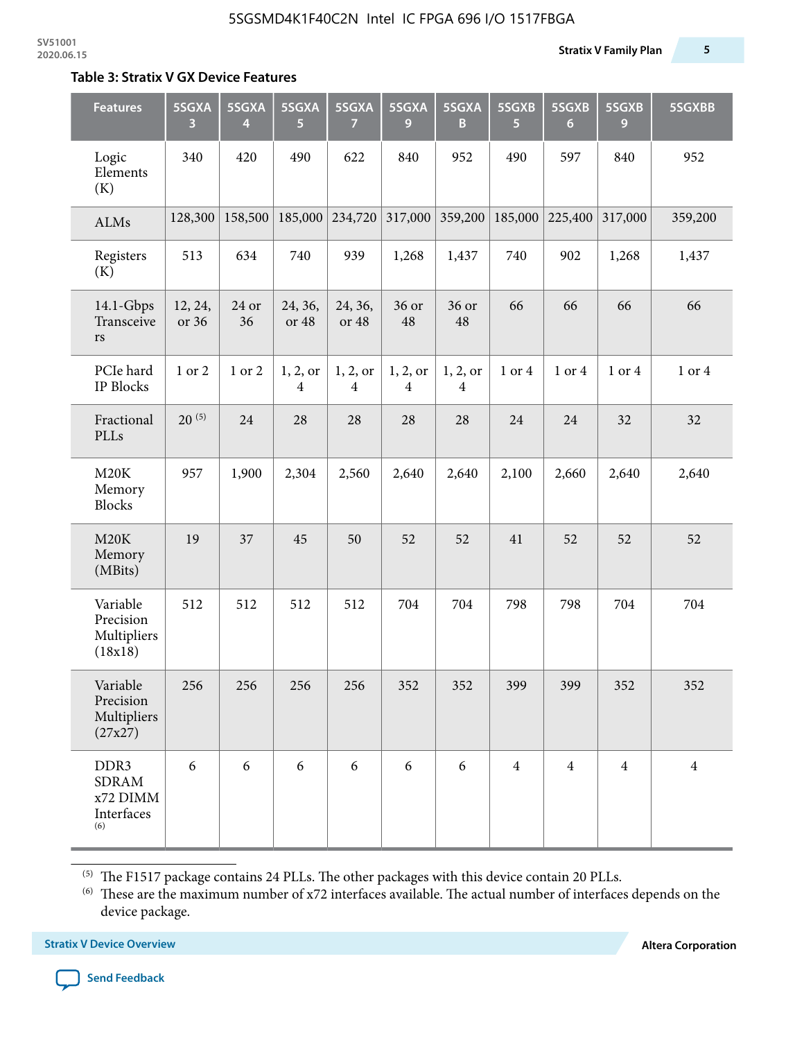**Table 3: Stratix V GX Device Features**

| Features | 5SGXA 3 | 5SGXA 4 | 5SGXA 5 | 5SGXA 7 | 5SGXA 9 | 5SGXA B | 5SGXB 5 | 5SGXB 6 | 5SGXB 9 | 5SGXBB |
|---|---|---|---|---|---|---|---|---|---|---|
| Logic Elements (K) | 340 | 420 | 490 | 622 | 840 | 952 | 490 | 597 | 840 | 952 |
| ALMs | 128,300 | 158,500 | 185,000 | 234,720 | 317,000 | 359,200 | 185,000 | 225,400 | 317,000 | 359,200 |
| Registers (K) | 513 | 634 | 740 | 939 | 1,268 | 1,437 | 740 | 902 | 1,268 | 1,437 |
| 14.1-Gbps Transceivers | 12, 24, or 36 | 24 or 36 | 24, 36, or 48 | 24, 36, or 48 | 36 or 48 | 36 or 48 | 66 | 66 | 66 | 66 |
| PCIe hard IP Blocks | 1 or 2 | 1 or 2 | 1, 2, or 4 | 1, 2, or 4 | 1, 2, or 4 | 1, 2, or 4 | 1 or 4 | 1 or 4 | 1 or 4 | 1 or 4 |
| Fractional PLLs | 20 (5) | 24 | 28 | 28 | 28 | 28 | 24 | 24 | 32 | 32 |
| M20K Memory Blocks | 957 | 1,900 | 2,304 | 2,560 | 2,640 | 2,640 | 2,100 | 2,660 | 2,640 | 2,640 |
| M20K Memory (MBits) | 19 | 37 | 45 | 50 | 52 | 52 | 41 | 52 | 52 | 52 |
| Variable Precision Multipliers (18x18) | 512 | 512 | 512 | 512 | 704 | 704 | 798 | 798 | 704 | 704 |
| Variable Precision Multipliers (27x27) | 256 | 256 | 256 | 256 | 352 | 352 | 399 | 399 | 352 | 352 |
| DDR3 SDRAM x72 DIMM Interfaces (6) | 6 | 6 | 6 | 6 | 6 | 6 | 4 | 4 | 4 | 4 |

(5) The F1517 package contains 24 PLLs. The other packages with this device contain 20 PLLs.

(6) These are the maximum number of x72 interfaces available. The actual number of interfaces depends on the device package.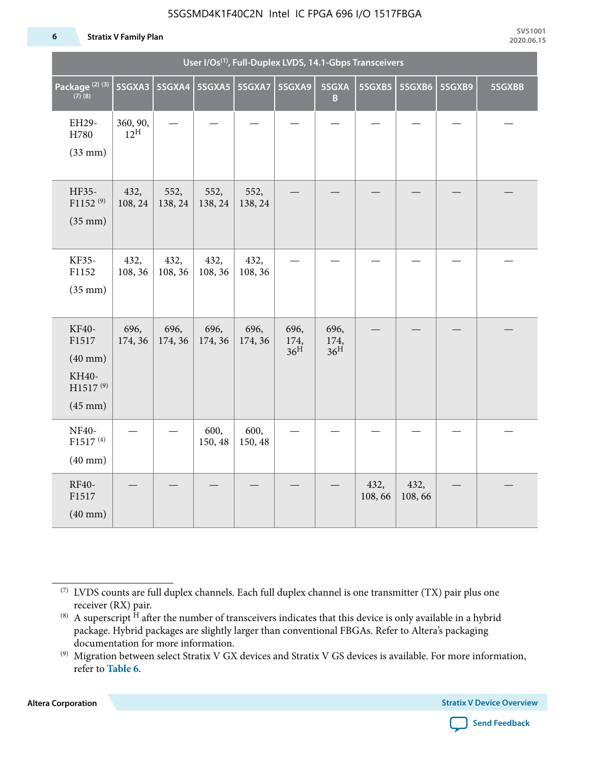| User I/Os(1), Full-Duplex LVDS, 14.1-Gbps Transceivers | | | | | | | | | | |
|---|---|---|---|---|---|---|---|---|---|---|
| Package (2) (3) (7) (8) | 5SGXA3 | 5SGXA4 | 5SGXA5 | 5SGXA7 | 5SGXA9 | 5SGXAB | 5SGXB5 | 5SGXB6 | 5SGXB9 | 5SGXBB |
| EH29-H780 (33 mm) | 360, 90, 12H | — | — | — | — | — | — | — | — | — |
| HF35-F1152 (9) (35 mm) | 432, 108, 24 | 552, 138, 24 | 552, 138, 24 | 552, 138, 24 | — | — | — | — | — | — |
| KF35-F1152 (35 mm) | 432, 108, 36 | 432, 108, 36 | 432, 108, 36 | 432, 108, 36 | — | — | — | — | — | — |
| KF40-F1517 (40 mm) KH40-H1517 (9) (45 mm) | 696, 174, 36 | 696, 174, 36 | 696, 174, 36 | 696, 174, 36 | 696, 174, 36H | 696, 174, 36H | — | — | — | — |
| NF40-F1517 (4) (40 mm) | — | — | 600, 150, 48 | 600, 150, 48 | — | — | — | — | — | — |
| RF40-F1517 (40 mm) | — | — | — | — | — | — | 432, 108, 66 | 432, 108, 66 | — | — |

(7) LVDS counts are full duplex channels. Each full duplex channel is one transmitter (TX) pair plus one receiver (RX) pair.

(8) A superscript H after the number of transceivers indicates that this device is only available in a hybrid package. Hybrid packages are slightly larger than conventional FBGAs. Refer to Altera's packaging documentation for more information.

(9) Migration between select Stratix V GX devices and Stratix V GS devices is available. For more information, refer to **Table 6**.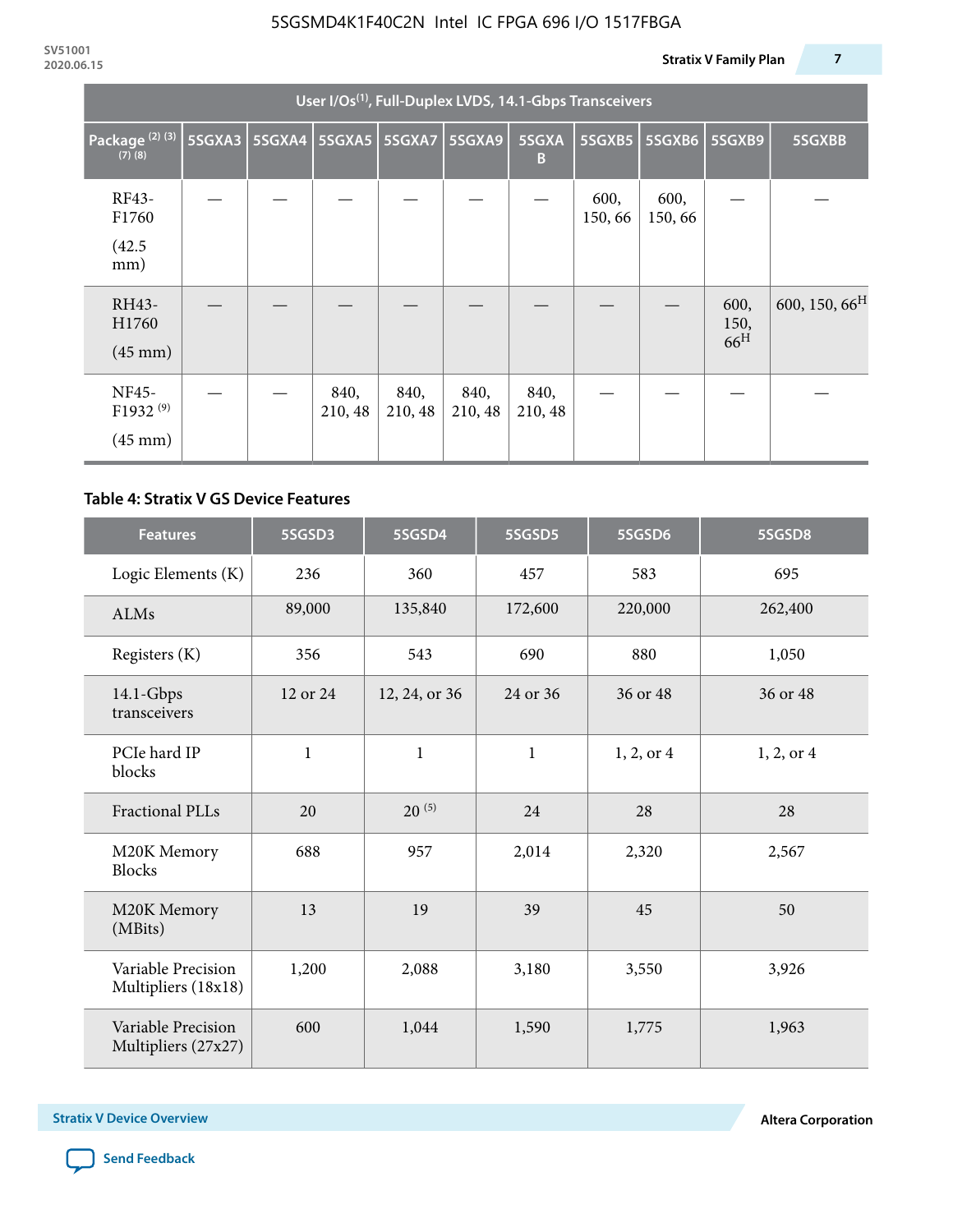| User I/Os(1), Full-Duplex LVDS, 14.1-Gbps Transceivers | | | | | | | | | | |
|---|---|---|---|---|---|---|---|---|---|---|
| Package (2) (3) (7) (8) | 5SGXA3 | 5SGXA4 | 5SGXA5 | 5SGXA7 | 5SGXA9 | 5SGXAB | 5SGXB5 | 5SGXB6 | 5SGXB9 | 5SGXBB |
| RF43-F1760 (42.5 mm) | — | — | — | — | — | — | 600, 150, 66 | 600, 150, 66 | — | — |
| RH43-H1760 (45 mm) | — | — | — | — | — | — | — | — | 600, 150, 66H | 600, 150, 66H |
| NF45-F1932 (9) (45 mm) | — | — | 840, 210, 48 | 840, 210, 48 | 840, 210, 48 | 840, 210, 48 | — | — | — | — |

### Table 4: Stratix V GS Device Features

| Features | 5SGSD3 | 5SGSD4 | 5SGSD5 | 5SGSD6 | 5SGSD8 |
|---|---|---|---|---|---|
| Logic Elements (K) | 236 | 360 | 457 | 583 | 695 |
| ALMs | 89,000 | 135,840 | 172,600 | 220,000 | 262,400 |
| Registers (K) | 356 | 543 | 690 | 880 | 1,050 |
| 14.1-Gbps transceivers | 12 or 24 | 12, 24, or 36 | 24 or 36 | 36 or 48 | 36 or 48 |
| PCIe hard IP blocks | 1 | 1 | 1 | 1, 2, or 4 | 1, 2, or 4 |
| Fractional PLLs | 20 | 20 (5) | 24 | 28 | 28 |
| M20K Memory Blocks | 688 | 957 | 2,014 | 2,320 | 2,567 |
| M20K Memory (MBits) | 13 | 19 | 39 | 45 | 50 |
| Variable Precision Multipliers (18x18) | 1,200 | 2,088 | 3,180 | 3,550 | 3,926 |
| Variable Precision Multipliers (27x27) | 600 | 1,044 | 1,590 | 1,775 | 1,963 |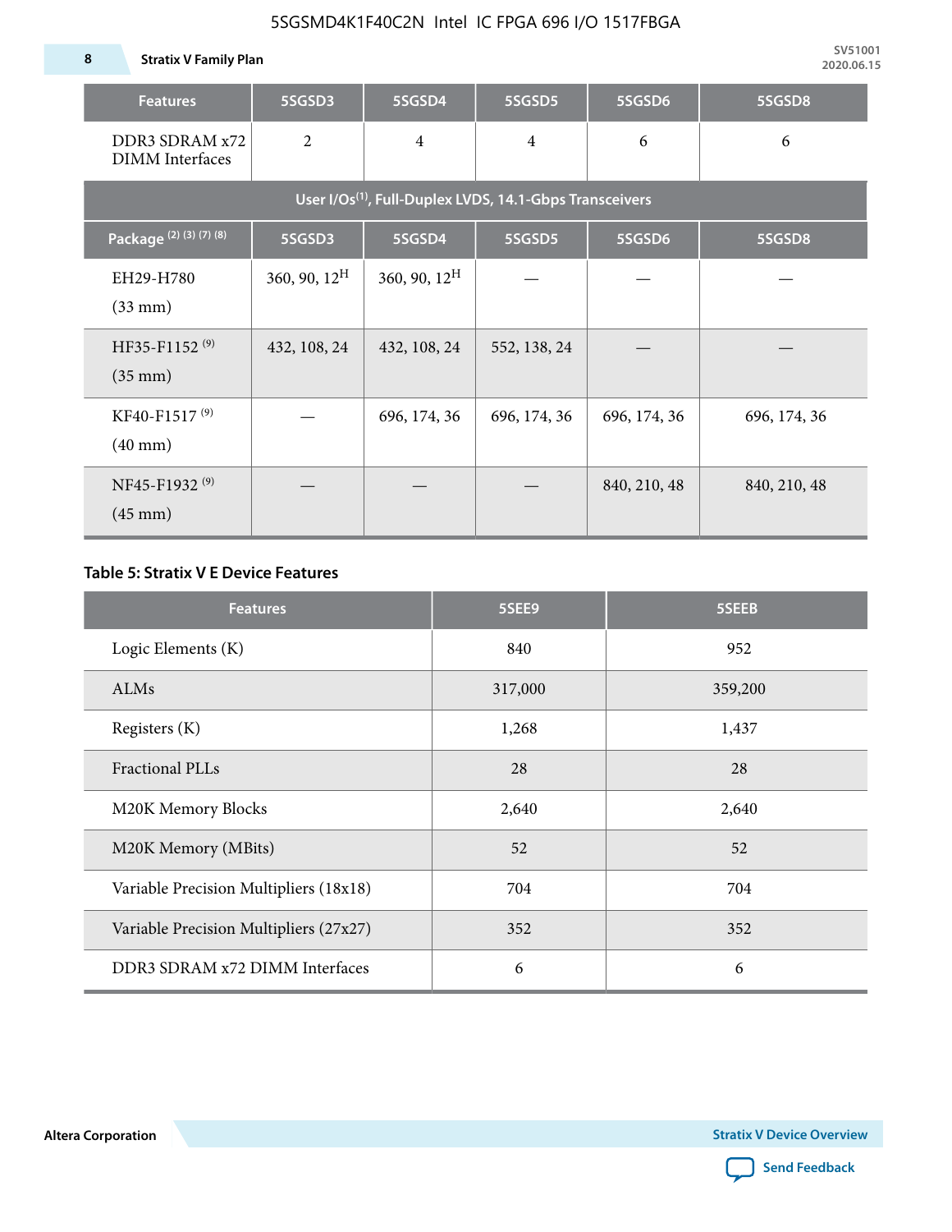| Features | 5SGSD3 | 5SGSD4 | 5SGSD5 | 5SGSD6 | 5SGSD8 |
|---|---|---|---|---|---|
| DDR3 SDRAM x72 DIMM Interfaces | 2 | 4 | 4 | 6 | 6 |
| User I/Os[(1)], Full-Duplex LVDS, 14.1-Gbps Transceivers | | | | | |
| Package [(2) (3) (7) (8)] | 5SGSD3 | 5SGSD4 | 5SGSD5 | 5SGSD6 | 5SGSD8 |
| EH29-H780 (33 mm) | 360, 90, 12[H] | 360, 90, 12[H] | — | — | — |
| HF35-F1152 [(9)] (35 mm) | 432, 108, 24 | 432, 108, 24 | 552, 138, 24 | — | — |
| KF40-F1517 [(9)] (40 mm) | — | 696, 174, 36 | 696, 174, 36 | 696, 174, 36 | 696, 174, 36 |
| NF45-F1932 [(9)] (45 mm) | — | — | — | 840, 210, 48 | 840, 210, 48 |

**Table 5: Stratix V E Device Features**

| Features | 5SEE9 | 5SEEB |
|---|---|---|
| Logic Elements (K) | 840 | 952 |
| ALMs | 317,000 | 359,200 |
| Registers (K) | 1,268 | 1,437 |
| Fractional PLLs | 28 | 28 |
| M20K Memory Blocks | 2,640 | 2,640 |
| M20K Memory (MBits) | 52 | 52 |
| Variable Precision Multipliers (18x18) | 704 | 704 |
| Variable Precision Multipliers (27x27) | 352 | 352 |
| DDR3 SDRAM x72 DIMM Interfaces | 6 | 6 |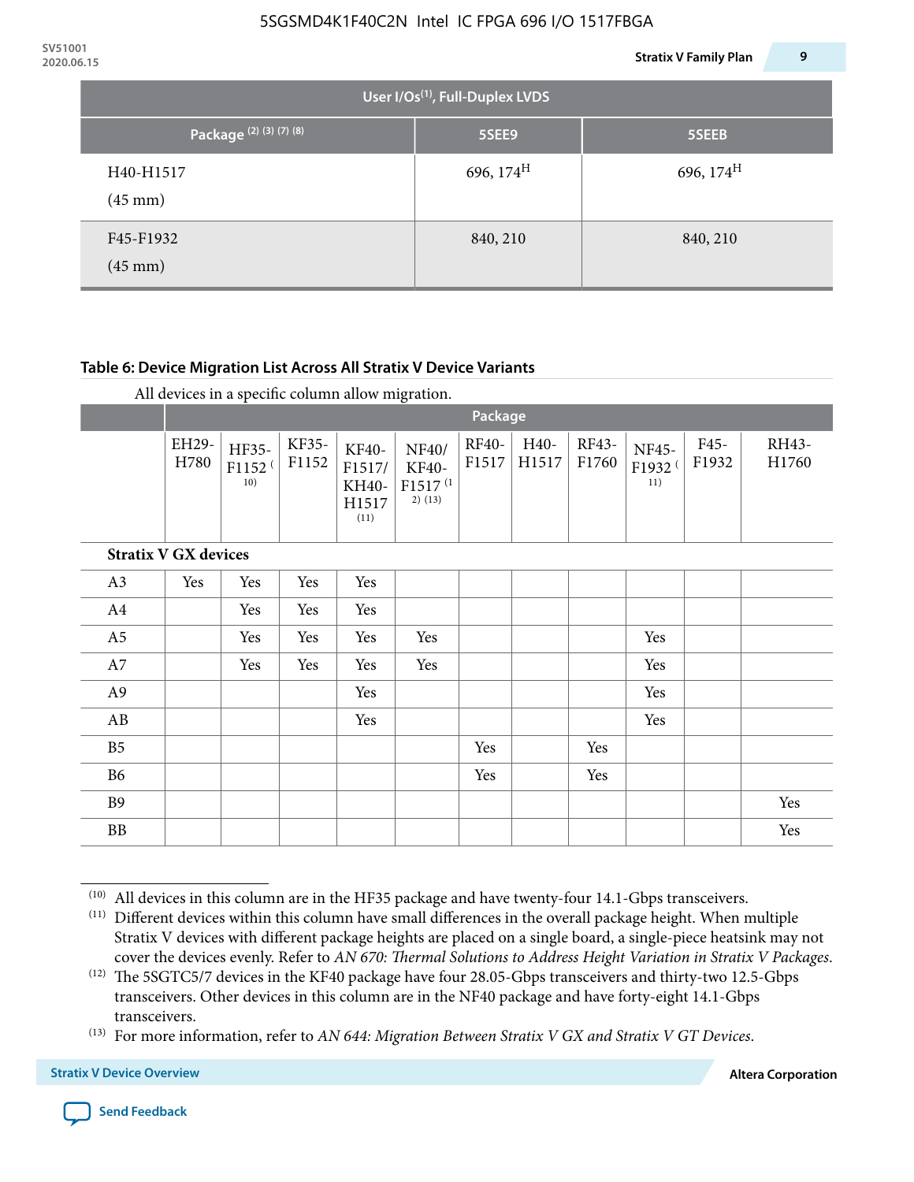| User I/Os(1), Full-Duplex LVDS | | |
|---|---|---|
| Package (2) (3) (7) (8) | 5SEE9 | 5SEEB |
| H40-H1517 (45 mm) | 696, 174[H] | 696, 174[H] |
| F45-F1932 (45 mm) | 840, 210 | 840, 210 |

**Table 6: Device Migration List Across All Stratix V Device Variants**

All devices in a specific column allow migration.

| | Package | | | | | | | | | | |
|---|---|---|---|---|---|---|---|---|---|---|---|
| | EH29-H780 | HF35-F1152 (10) | KF35-F1152 | KF40-F1517/ KH40-H1517 (11) | NF40/ KF40-F1517 (12) (13) | RF40-F1517 | H40-H1517 | RF43-F1760 | NF45-F1932 (11) | F45-F1932 | RH43-H1760 |
| **Stratix V GX devices** | | | | | | | | | | | |
| A3 | Yes | Yes | Yes | Yes | | | | | | | |
| A4 | | Yes | Yes | Yes | | | | | | | |
| A5 | | Yes | Yes | Yes | Yes | | | | Yes | | |
| A7 | | Yes | Yes | Yes | Yes | | | | Yes | | |
| A9 | | | | Yes | | | | | Yes | | |
| AB | | | | Yes | | | | | Yes | | |
| B5 | | | | | | Yes | | Yes | | | |
| B6 | | | | | | Yes | | Yes | | | |
| B9 | | | | | | | | | | | Yes |
| BB | | | | | | | | | | | Yes |

(10) All devices in this column are in the HF35 package and have twenty-four 14.1-Gbps transceivers.

(11) Different devices within this column have small differences in the overall package height. When multiple Stratix V devices with different package heights are placed on a single board, a single-piece heatsink may not cover the devices evenly. Refer to *AN 670: Thermal Solutions to Address Height Variation in Stratix V Packages*.

(12) The 5SGTC5/7 devices in the KF40 package have four 28.05-Gbps transceivers and thirty-two 12.5-Gbps transceivers. Other devices in this column are in the NF40 package and have forty-eight 14.1-Gbps transceivers.

(13) For more information, refer to *AN 644: Migration Between Stratix V GX and Stratix V GT Devices*.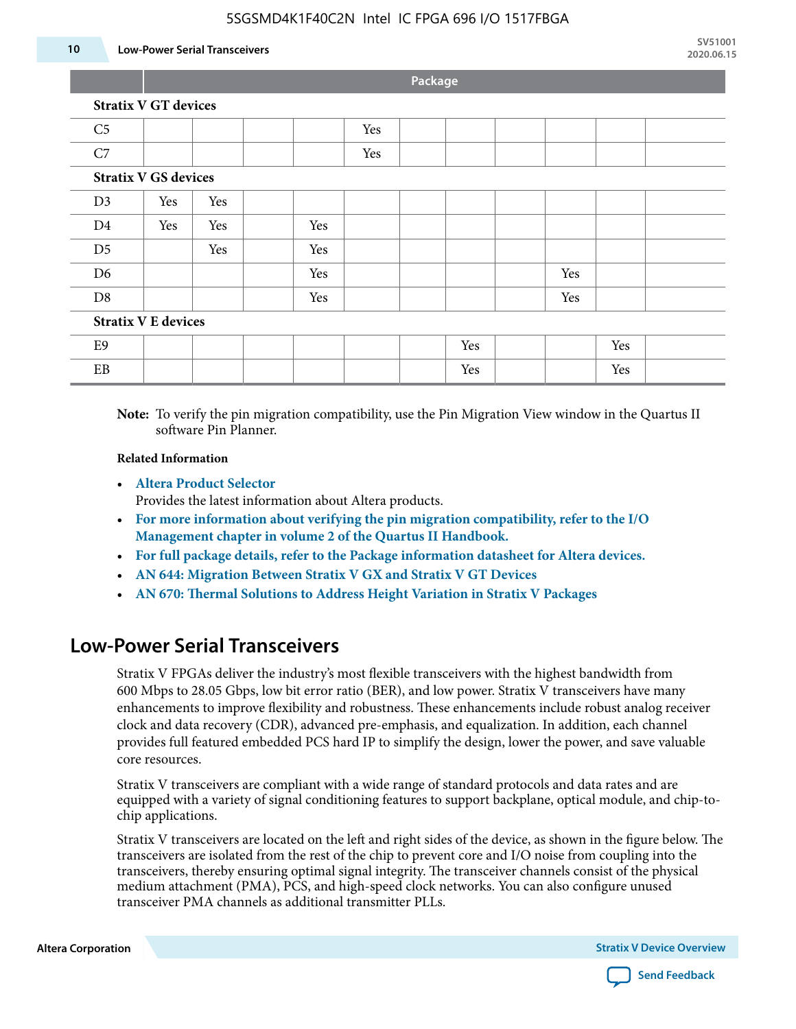| | Package | | | | | | | | | | |
|---|---|---|---|---|---|---|---|---|---|---|---|
| **Stratix V GT devices** | | | | | | | | | | | |
| C5 | | | | | Yes | | | | | | |
| C7 | | | | | Yes | | | | | | |
| **Stratix V GS devices** | | | | | | | | | | | |
| D3 | Yes | Yes | | | | | | | | | |
| D4 | Yes | Yes | | Yes | | | | | | | |
| D5 | | Yes | | Yes | | | | | | | |
| D6 | | | | Yes | | | | | Yes | | |
| D8 | | | | Yes | | | | | Yes | | |
| **Stratix V E devices** | | | | | | | | | | | |
| E9 | | | | | | | Yes | | | Yes | |
| EB | | | | | | | Yes | | | Yes | |

**Note:** To verify the pin migration compatibility, use the Pin Migration View window in the Quartus II software Pin Planner.

**Related Information**

- **Altera Product Selector**
  Provides the latest information about Altera products.
- **For more information about verifying the pin migration compatibility, refer to the I/O Management chapter in volume 2 of the Quartus II Handbook.**
- **For full package details, refer to the Package information datasheet for Altera devices.**
- **AN 644: Migration Between Stratix V GX and Stratix V GT Devices**
- **AN 670: Thermal Solutions to Address Height Variation in Stratix V Packages**

## Low-Power Serial Transceivers

Stratix V FPGAs deliver the industry's most flexible transceivers with the highest bandwidth from 600 Mbps to 28.05 Gbps, low bit error ratio (BER), and low power. Stratix V transceivers have many enhancements to improve flexibility and robustness. These enhancements include robust analog receiver clock and data recovery (CDR), advanced pre-emphasis, and equalization. In addition, each channel provides full featured embedded PCS hard IP to simplify the design, lower the power, and save valuable core resources.

Stratix V transceivers are compliant with a wide range of standard protocols and data rates and are equipped with a variety of signal conditioning features to support backplane, optical module, and chip-to-chip applications.

Stratix V transceivers are located on the left and right sides of the device, as shown in the figure below. The transceivers are isolated from the rest of the chip to prevent core and I/O noise from coupling into the transceivers, thereby ensuring optimal signal integrity. The transceiver channels consist of the physical medium attachment (PMA), PCS, and high-speed clock networks. You can also configure unused transceiver PMA channels as additional transmitter PLLs.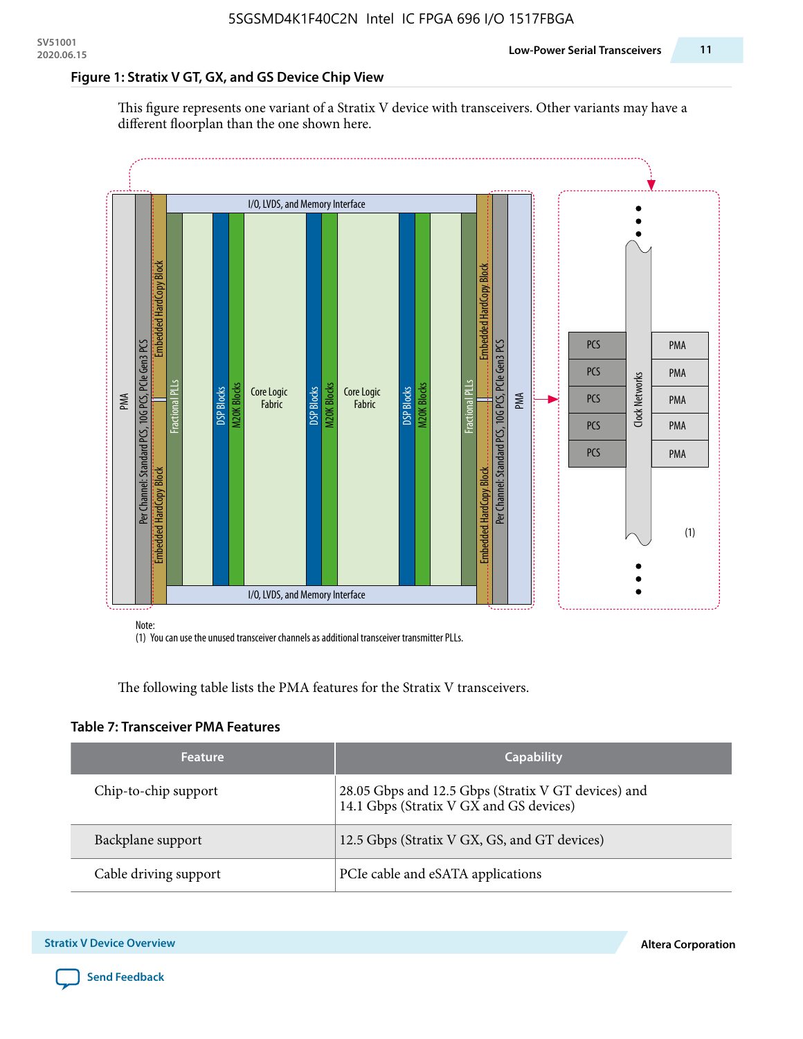### Figure 1: Stratix V GT, GX, and GS Device Chip View

This figure represents one variant of a Stratix V device with transceivers. Other variants may have a different floorplan than the one shown here.

Note:
(1) You can use the unused transceiver channels as additional transceiver transmitter PLLs.

The following table lists the PMA features for the Stratix V transceivers.

### Table 7: Transceiver PMA Features

| Feature | Capability |
|---|---|
| Chip-to-chip support | 28.05 Gbps and 12.5 Gbps (Stratix V GT devices) and 14.1 Gbps (Stratix V GX and GS devices) |
| Backplane support | 12.5 Gbps (Stratix V GX, GS, and GT devices) |
| Cable driving support | PCIe cable and eSATA applications |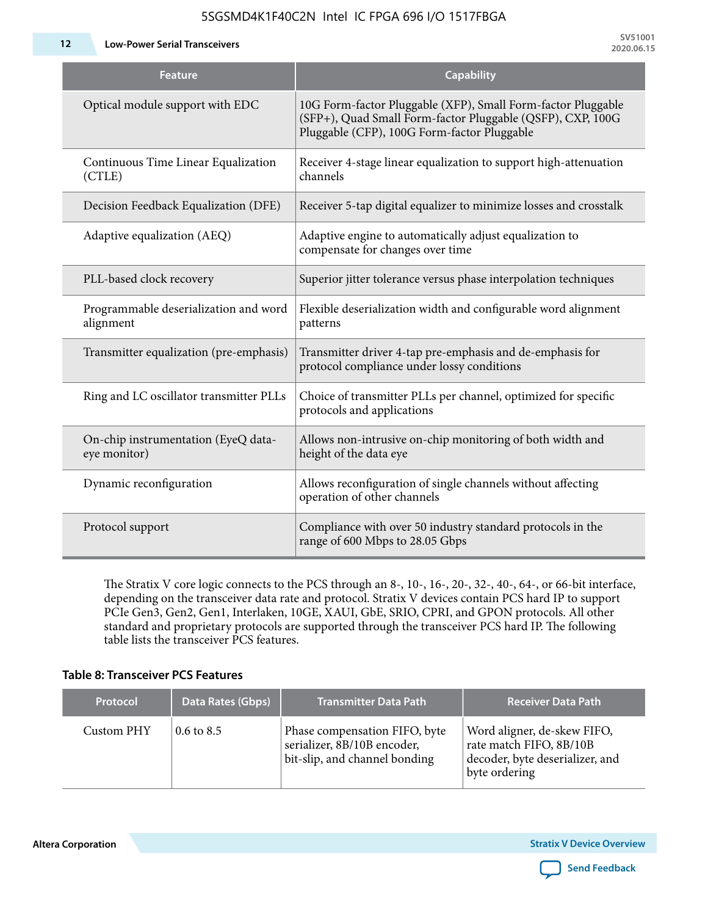| Feature | Capability |
|---|---|
| Optical module support with EDC | 10G Form-factor Pluggable (XFP), Small Form-factor Pluggable (SFP+), Quad Small Form-factor Pluggable (QSFP), CXP, 100G Pluggable (CFP), 100G Form-factor Pluggable |
| Continuous Time Linear Equalization (CTLE) | Receiver 4-stage linear equalization to support high-attenuation channels |
| Decision Feedback Equalization (DFE) | Receiver 5-tap digital equalizer to minimize losses and crosstalk |
| Adaptive equalization (AEQ) | Adaptive engine to automatically adjust equalization to compensate for changes over time |
| PLL-based clock recovery | Superior jitter tolerance versus phase interpolation techniques |
| Programmable deserialization and word alignment | Flexible deserialization width and configurable word alignment patterns |
| Transmitter equalization (pre-emphasis) | Transmitter driver 4-tap pre-emphasis and de-emphasis for protocol compliance under lossy conditions |
| Ring and LC oscillator transmitter PLLs | Choice of transmitter PLLs per channel, optimized for specific protocols and applications |
| On-chip instrumentation (EyeQ data-eye monitor) | Allows non-intrusive on-chip monitoring of both width and height of the data eye |
| Dynamic reconfiguration | Allows reconfiguration of single channels without affecting operation of other channels |
| Protocol support | Compliance with over 50 industry standard protocols in the range of 600 Mbps to 28.05 Gbps |

The Stratix V core logic connects to the PCS through an 8-, 10-, 16-, 20-, 32-, 40-, 64-, or 66-bit interface, depending on the transceiver data rate and protocol. Stratix V devices contain PCS hard IP to support PCIe Gen3, Gen2, Gen1, Interlaken, 10GE, XAUI, GbE, SRIO, CPRI, and GPON protocols. All other standard and proprietary protocols are supported through the transceiver PCS hard IP. The following table lists the transceiver PCS features.

**Table 8: Transceiver PCS Features**

| Protocol | Data Rates (Gbps) | Transmitter Data Path | Receiver Data Path |
|---|---|---|---|
| Custom PHY | 0.6 to 8.5 | Phase compensation FIFO, byte serializer, 8B/10B encoder, bit-slip, and channel bonding | Word aligner, de-skew FIFO, rate match FIFO, 8B/10B decoder, byte deserializer, and byte ordering |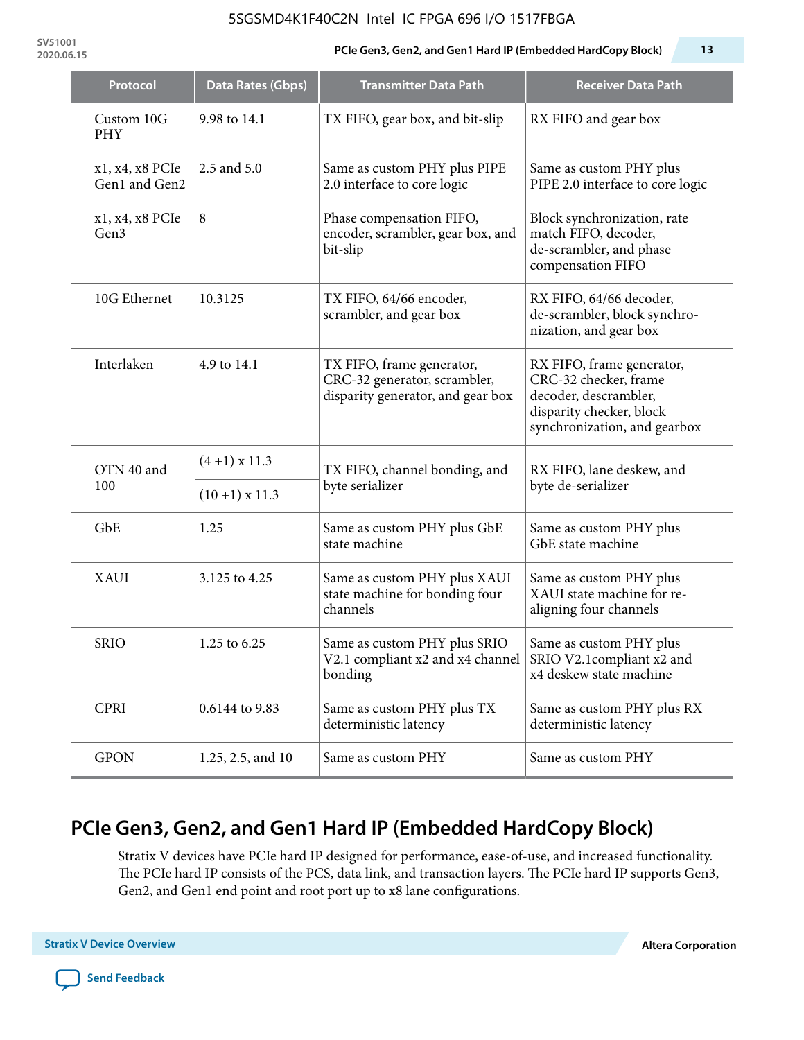| Protocol | Data Rates (Gbps) | Transmitter Data Path | Receiver Data Path |
|---|---|---|---|
| Custom 10G PHY | 9.98 to 14.1 | TX FIFO, gear box, and bit-slip | RX FIFO and gear box |
| x1, x4, x8 PCIe Gen1 and Gen2 | 2.5 and 5.0 | Same as custom PHY plus PIPE 2.0 interface to core logic | Same as custom PHY plus PIPE 2.0 interface to core logic |
| x1, x4, x8 PCIe Gen3 | 8 | Phase compensation FIFO, encoder, scrambler, gear box, and bit-slip | Block synchronization, rate match FIFO, decoder, de-scrambler, and phase compensation FIFO |
| 10G Ethernet | 10.3125 | TX FIFO, 64/66 encoder, scrambler, and gear box | RX FIFO, 64/66 decoder, de-scrambler, block synchro-nization, and gear box |
| Interlaken | 4.9 to 14.1 | TX FIFO, frame generator, CRC-32 generator, scrambler, disparity generator, and gear box | RX FIFO, frame generator, CRC-32 checker, frame decoder, descrambler, disparity checker, block synchronization, and gearbox |
| OTN 40 and 100 | (4 +1) x 11.3 | TX FIFO, channel bonding, and byte serializer | RX FIFO, lane deskew, and byte de-serializer |
| | (10 +1) x 11.3 | | |
| GbE | 1.25 | Same as custom PHY plus GbE state machine | Same as custom PHY plus GbE state machine |
| XAUI | 3.125 to 4.25 | Same as custom PHY plus XAUI state machine for bonding four channels | Same as custom PHY plus XAUI state machine for re-aligning four channels |
| SRIO | 1.25 to 6.25 | Same as custom PHY plus SRIO V2.1 compliant x2 and x4 channel bonding | Same as custom PHY plus SRIO V2.1compliant x2 and x4 deskew state machine |
| CPRI | 0.6144 to 9.83 | Same as custom PHY plus TX deterministic latency | Same as custom PHY plus RX deterministic latency |
| GPON | 1.25, 2.5, and 10 | Same as custom PHY | Same as custom PHY |

## PCIe Gen3, Gen2, and Gen1 Hard IP (Embedded HardCopy Block)

Stratix V devices have PCIe hard IP designed for performance, ease-of-use, and increased functionality. The PCIe hard IP consists of the PCS, data link, and transaction layers. The PCIe hard IP supports Gen3, Gen2, and Gen1 end point and root port up to x8 lane configurations.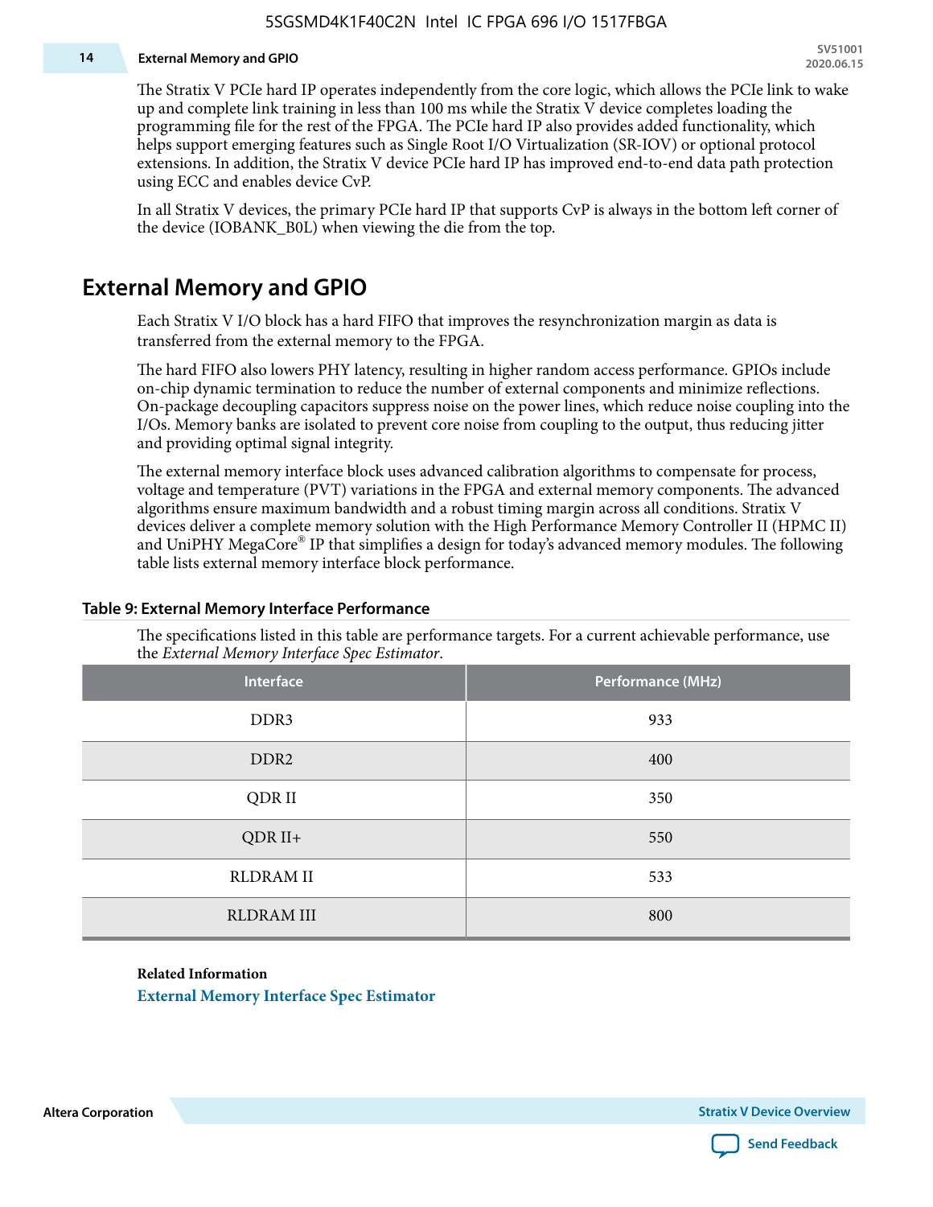The Stratix V PCIe hard IP operates independently from the core logic, which allows the PCIe link to wake up and complete link training in less than 100 ms while the Stratix V device completes loading the programming file for the rest of the FPGA. The PCIe hard IP also provides added functionality, which helps support emerging features such as Single Root I/O Virtualization (SR-IOV) or optional protocol extensions. In addition, the Stratix V device PCIe hard IP has improved end-to-end data path protection using ECC and enables device CvP.

In all Stratix V devices, the primary PCIe hard IP that supports CvP is always in the bottom left corner of the device (IOBANK_B0L) when viewing the die from the top.

## External Memory and GPIO

Each Stratix V I/O block has a hard FIFO that improves the resynchronization margin as data is transferred from the external memory to the FPGA.

The hard FIFO also lowers PHY latency, resulting in higher random access performance. GPIOs include on-chip dynamic termination to reduce the number of external components and minimize reflections. On-package decoupling capacitors suppress noise on the power lines, which reduce noise coupling into the I/Os. Memory banks are isolated to prevent core noise from coupling to the output, thus reducing jitter and providing optimal signal integrity.

The external memory interface block uses advanced calibration algorithms to compensate for process, voltage and temperature (PVT) variations in the FPGA and external memory components. The advanced algorithms ensure maximum bandwidth and a robust timing margin across all conditions. Stratix V devices deliver a complete memory solution with the High Performance Memory Controller II (HPMC II) and UniPHY MegaCore® IP that simplifies a design for today's advanced memory modules. The following table lists external memory interface block performance.

**Table 9: External Memory Interface Performance**

The specifications listed in this table are performance targets. For a current achievable performance, use the *External Memory Interface Spec Estimator*.

| Interface | Performance (MHz) |
|---|---|
| DDR3 | 933 |
| DDR2 | 400 |
| QDR II | 350 |
| QDR II+ | 550 |
| RLDRAM II | 533 |
| RLDRAM III | 800 |

**Related Information**

External Memory Interface Spec Estimator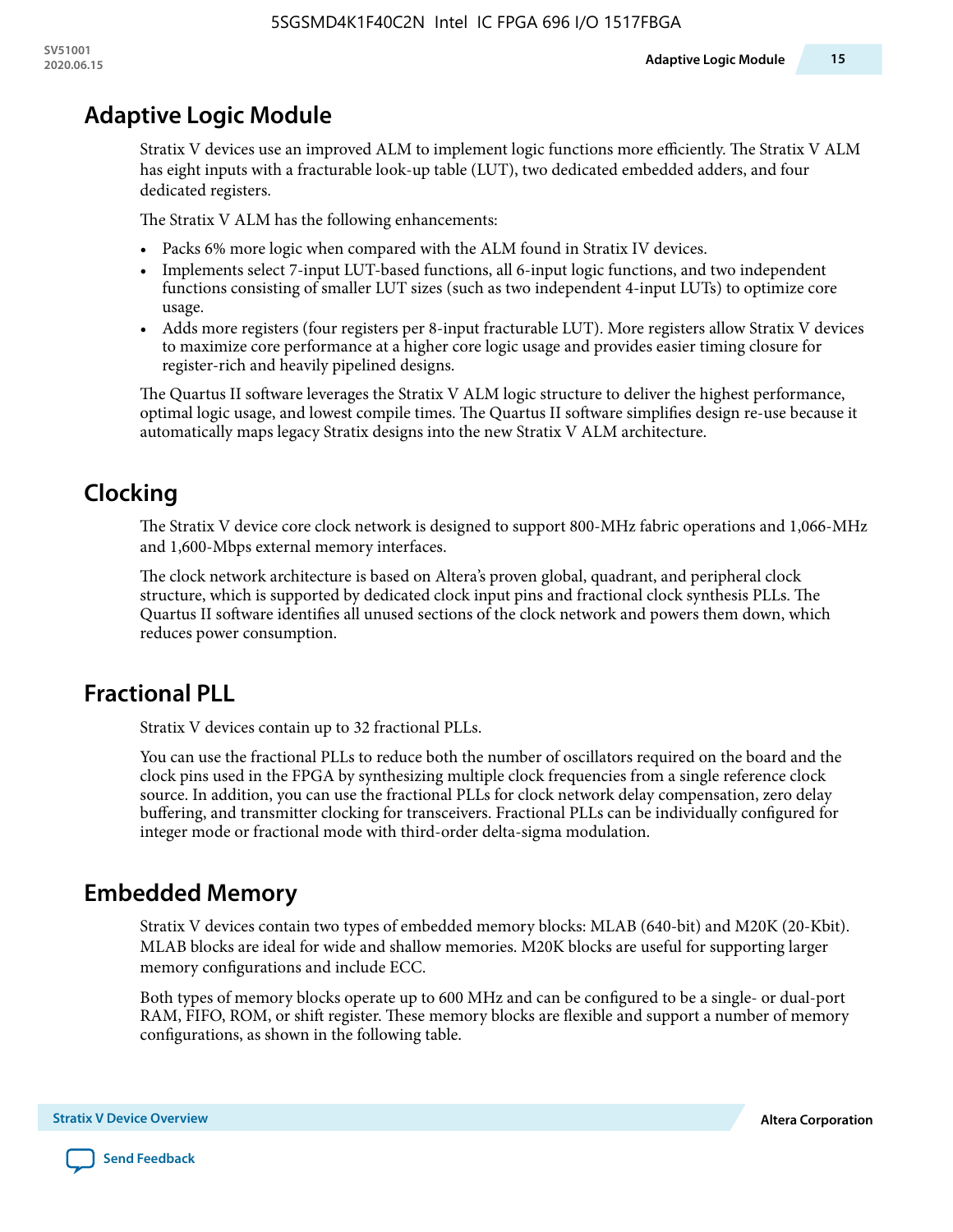## Adaptive Logic Module

Stratix V devices use an improved ALM to implement logic functions more efficiently. The Stratix V ALM has eight inputs with a fracturable look-up table (LUT), two dedicated embedded adders, and four dedicated registers.

The Stratix V ALM has the following enhancements:

- Packs 6% more logic when compared with the ALM found in Stratix IV devices.
- Implements select 7-input LUT-based functions, all 6-input logic functions, and two independent functions consisting of smaller LUT sizes (such as two independent 4-input LUTs) to optimize core usage.
- Adds more registers (four registers per 8-input fracturable LUT). More registers allow Stratix V devices to maximize core performance at a higher core logic usage and provides easier timing closure for register-rich and heavily pipelined designs.

The Quartus II software leverages the Stratix V ALM logic structure to deliver the highest performance, optimal logic usage, and lowest compile times. The Quartus II software simplifies design re-use because it automatically maps legacy Stratix designs into the new Stratix V ALM architecture.

## Clocking

The Stratix V device core clock network is designed to support 800-MHz fabric operations and 1,066-MHz and 1,600-Mbps external memory interfaces.

The clock network architecture is based on Altera's proven global, quadrant, and peripheral clock structure, which is supported by dedicated clock input pins and fractional clock synthesis PLLs. The Quartus II software identifies all unused sections of the clock network and powers them down, which reduces power consumption.

## Fractional PLL

Stratix V devices contain up to 32 fractional PLLs.

You can use the fractional PLLs to reduce both the number of oscillators required on the board and the clock pins used in the FPGA by synthesizing multiple clock frequencies from a single reference clock source. In addition, you can use the fractional PLLs for clock network delay compensation, zero delay buffering, and transmitter clocking for transceivers. Fractional PLLs can be individually configured for integer mode or fractional mode with third-order delta-sigma modulation.

## Embedded Memory

Stratix V devices contain two types of embedded memory blocks: MLAB (640-bit) and M20K (20-Kbit). MLAB blocks are ideal for wide and shallow memories. M20K blocks are useful for supporting larger memory configurations and include ECC.

Both types of memory blocks operate up to 600 MHz and can be configured to be a single- or dual-port RAM, FIFO, ROM, or shift register. These memory blocks are flexible and support a number of memory configurations, as shown in the following table.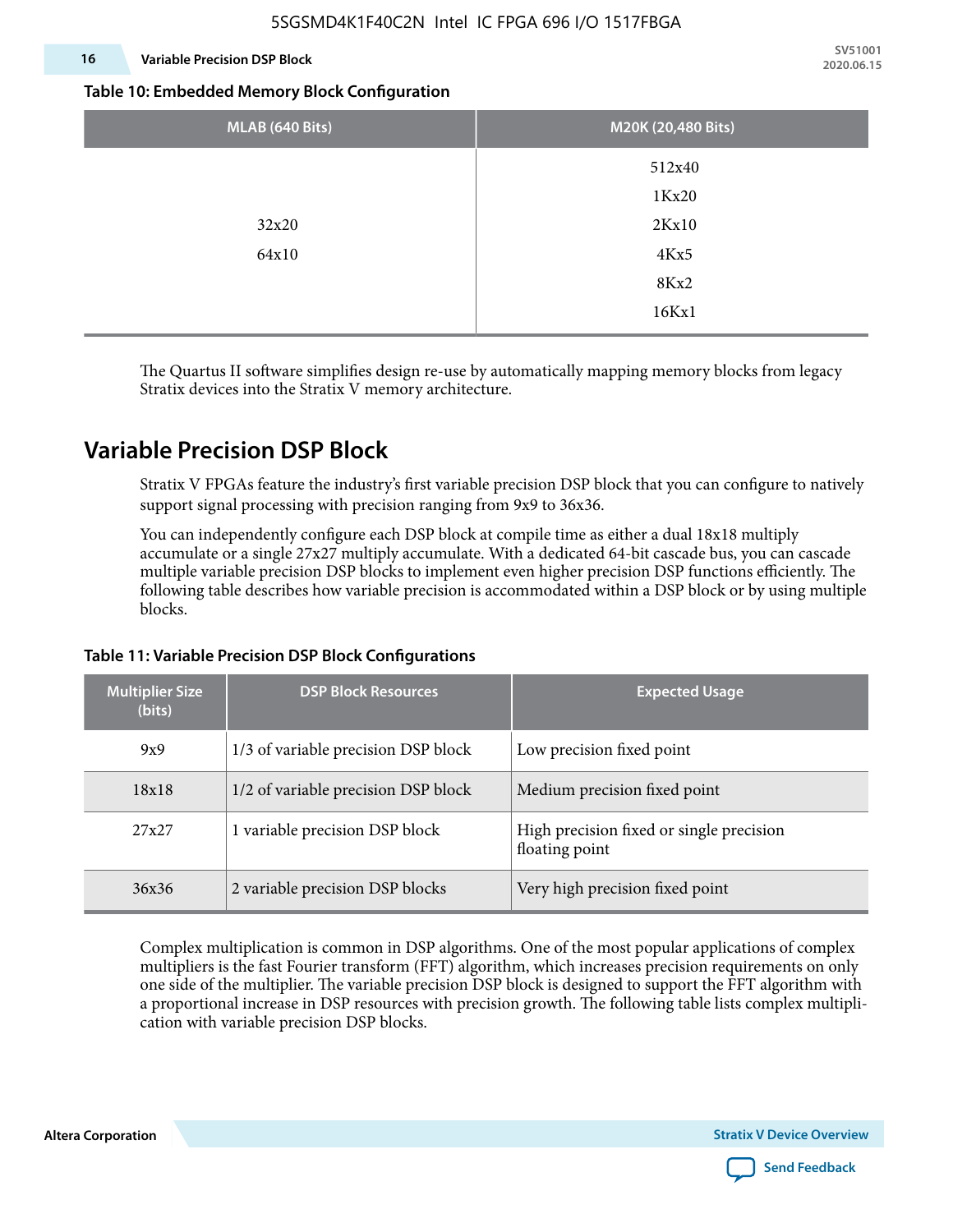**Table 10: Embedded Memory Block Configuration**

| MLAB (640 Bits) | M20K (20,480 Bits) |
|---|---|
| 32x20<br>64x10 | 512x40<br>1Kx20<br>2Kx10<br>4Kx5<br>8Kx2<br>16Kx1 |

The Quartus II software simplifies design re-use by automatically mapping memory blocks from legacy Stratix devices into the Stratix V memory architecture.

## Variable Precision DSP Block

Stratix V FPGAs feature the industry's first variable precision DSP block that you can configure to natively support signal processing with precision ranging from 9x9 to 36x36.

You can independently configure each DSP block at compile time as either a dual 18x18 multiply accumulate or a single 27x27 multiply accumulate. With a dedicated 64-bit cascade bus, you can cascade multiple variable precision DSP blocks to implement even higher precision DSP functions efficiently. The following table describes how variable precision is accommodated within a DSP block or by using multiple blocks.

**Table 11: Variable Precision DSP Block Configurations**

| Multiplier Size (bits) | DSP Block Resources | Expected Usage |
|---|---|---|
| 9x9 | 1/3 of variable precision DSP block | Low precision fixed point |
| 18x18 | 1/2 of variable precision DSP block | Medium precision fixed point |
| 27x27 | 1 variable precision DSP block | High precision fixed or single precision floating point |
| 36x36 | 2 variable precision DSP blocks | Very high precision fixed point |

Complex multiplication is common in DSP algorithms. One of the most popular applications of complex multipliers is the fast Fourier transform (FFT) algorithm, which increases precision requirements on only one side of the multiplier. The variable precision DSP block is designed to support the FFT algorithm with a proportional increase in DSP resources with precision growth. The following table lists complex multiplication with variable precision DSP blocks.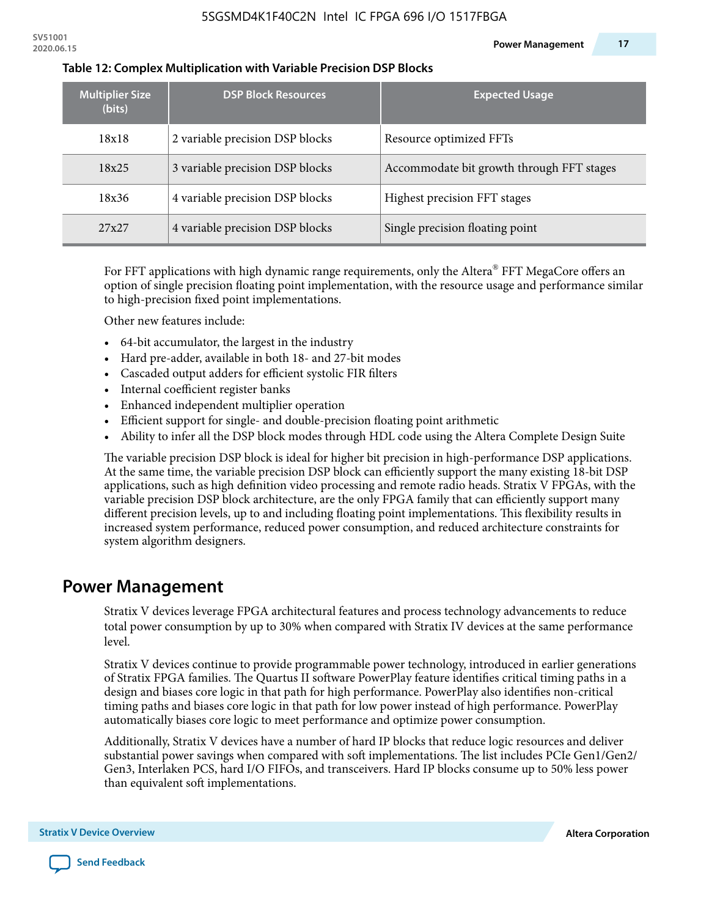**Table 12: Complex Multiplication with Variable Precision DSP Blocks**

| Multiplier Size (bits) | DSP Block Resources | Expected Usage |
|---|---|---|
| 18x18 | 2 variable precision DSP blocks | Resource optimized FFTs |
| 18x25 | 3 variable precision DSP blocks | Accommodate bit growth through FFT stages |
| 18x36 | 4 variable precision DSP blocks | Highest precision FFT stages |
| 27x27 | 4 variable precision DSP blocks | Single precision floating point |

For FFT applications with high dynamic range requirements, only the Altera® FFT MegaCore offers an option of single precision floating point implementation, with the resource usage and performance similar to high-precision fixed point implementations.

Other new features include:

- 64-bit accumulator, the largest in the industry
- Hard pre-adder, available in both 18- and 27-bit modes
- Cascaded output adders for efficient systolic FIR filters
- Internal coefficient register banks
- Enhanced independent multiplier operation
- Efficient support for single- and double-precision floating point arithmetic
- Ability to infer all the DSP block modes through HDL code using the Altera Complete Design Suite

The variable precision DSP block is ideal for higher bit precision in high-performance DSP applications. At the same time, the variable precision DSP block can efficiently support the many existing 18-bit DSP applications, such as high definition video processing and remote radio heads. Stratix V FPGAs, with the variable precision DSP block architecture, are the only FPGA family that can efficiently support many different precision levels, up to and including floating point implementations. This flexibility results in increased system performance, reduced power consumption, and reduced architecture constraints for system algorithm designers.

## Power Management

Stratix V devices leverage FPGA architectural features and process technology advancements to reduce total power consumption by up to 30% when compared with Stratix IV devices at the same performance level.

Stratix V devices continue to provide programmable power technology, introduced in earlier generations of Stratix FPGA families. The Quartus II software PowerPlay feature identifies critical timing paths in a design and biases core logic in that path for high performance. PowerPlay also identifies non-critical timing paths and biases core logic in that path for low power instead of high performance. PowerPlay automatically biases core logic to meet performance and optimize power consumption.

Additionally, Stratix V devices have a number of hard IP blocks that reduce logic resources and deliver substantial power savings when compared with soft implementations. The list includes PCIe Gen1/Gen2/Gen3, Interlaken PCS, hard I/O FIFOs, and transceivers. Hard IP blocks consume up to 50% less power than equivalent soft implementations.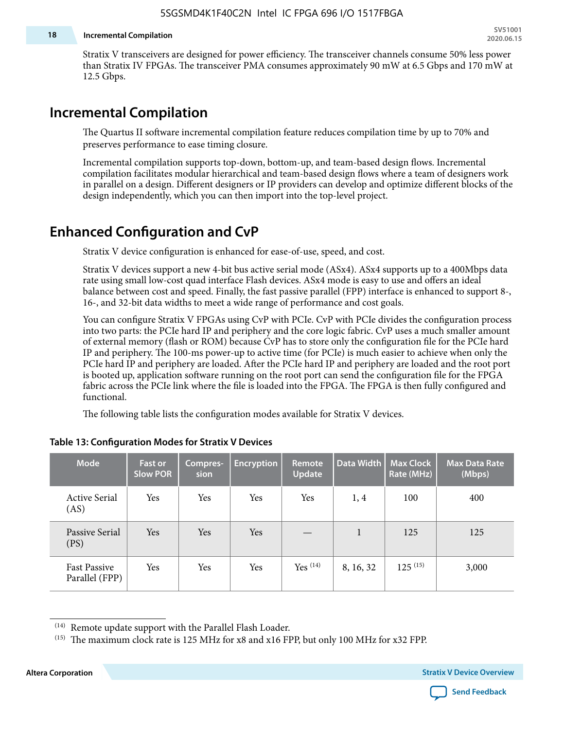Stratix V transceivers are designed for power efficiency. The transceiver channels consume 50% less power than Stratix IV FPGAs. The transceiver PMA consumes approximately 90 mW at 6.5 Gbps and 170 mW at 12.5 Gbps.

## Incremental Compilation

The Quartus II software incremental compilation feature reduces compilation time by up to 70% and preserves performance to ease timing closure.

Incremental compilation supports top-down, bottom-up, and team-based design flows. Incremental compilation facilitates modular hierarchical and team-based design flows where a team of designers work in parallel on a design. Different designers or IP providers can develop and optimize different blocks of the design independently, which you can then import into the top-level project.

## Enhanced Configuration and CvP

Stratix V device configuration is enhanced for ease-of-use, speed, and cost.

Stratix V devices support a new 4-bit bus active serial mode (ASx4). ASx4 supports up to a 400Mbps data rate using small low-cost quad interface Flash devices. ASx4 mode is easy to use and offers an ideal balance between cost and speed. Finally, the fast passive parallel (FPP) interface is enhanced to support 8-, 16-, and 32-bit data widths to meet a wide range of performance and cost goals.

You can configure Stratix V FPGAs using CvP with PCIe. CvP with PCIe divides the configuration process into two parts: the PCIe hard IP and periphery and the core logic fabric. CvP uses a much smaller amount of external memory (flash or ROM) because CvP has to store only the configuration file for the PCIe hard IP and periphery. The 100-ms power-up to active time (for PCIe) is much easier to achieve when only the PCIe hard IP and periphery are loaded. After the PCIe hard IP and periphery are loaded and the root port is booted up, application software running on the root port can send the configuration file for the FPGA fabric across the PCIe link where the file is loaded into the FPGA. The FPGA is then fully configured and functional.

The following table lists the configuration modes available for Stratix V devices.

**Table 13: Configuration Modes for Stratix V Devices**

| Mode | Fast or Slow POR | Compression | Encryption | Remote Update | Data Width | Max Clock Rate (MHz) | Max Data Rate (Mbps) |
|---|---|---|---|---|---|---|---|
| Active Serial (AS) | Yes | Yes | Yes | Yes | 1, 4 | 100 | 400 |
| Passive Serial (PS) | Yes | Yes | Yes | — | 1 | 125 | 125 |
| Fast Passive Parallel (FPP) | Yes | Yes | Yes | Yes (14) | 8, 16, 32 | 125 (15) | 3,000 |

(14) Remote update support with the Parallel Flash Loader.

(15) The maximum clock rate is 125 MHz for x8 and x16 FPP, but only 100 MHz for x32 FPP.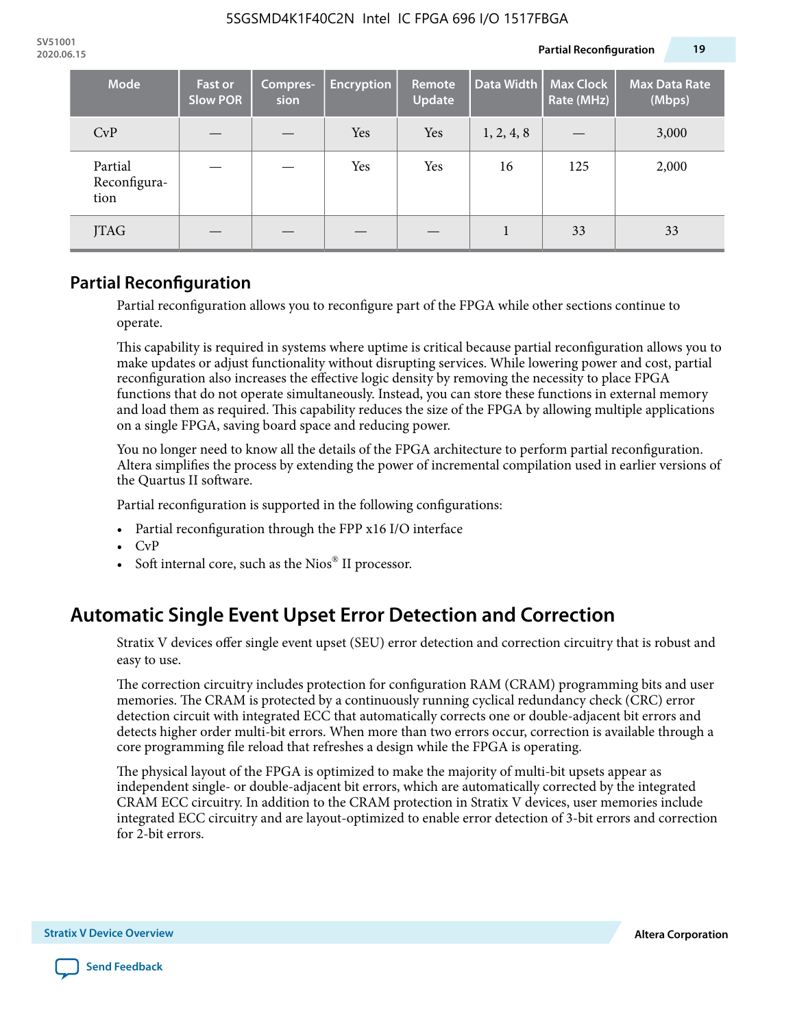| Mode | Fast or Slow POR | Compres-sion | Encryption | Remote Update | Data Width | Max Clock Rate (MHz) | Max Data Rate (Mbps) |
|---|---|---|---|---|---|---|---|
| CvP | — | — | Yes | Yes | 1, 2, 4, 8 | — | 3,000 |
| Partial Reconfigura-tion | — | — | Yes | Yes | 16 | 125 | 2,000 |
| JTAG | — | — | — | — | 1 | 33 | 33 |

## Partial Reconfiguration

Partial reconfiguration allows you to reconfigure part of the FPGA while other sections continue to operate.

This capability is required in systems where uptime is critical because partial reconfiguration allows you to make updates or adjust functionality without disrupting services. While lowering power and cost, partial reconfiguration also increases the effective logic density by removing the necessity to place FPGA functions that do not operate simultaneously. Instead, you can store these functions in external memory and load them as required. This capability reduces the size of the FPGA by allowing multiple applications on a single FPGA, saving board space and reducing power.

You no longer need to know all the details of the FPGA architecture to perform partial reconfiguration. Altera simplifies the process by extending the power of incremental compilation used in earlier versions of the Quartus II software.

Partial reconfiguration is supported in the following configurations:

- Partial reconfiguration through the FPP x16 I/O interface
- CvP
- Soft internal core, such as the Nios® II processor.

# Automatic Single Event Upset Error Detection and Correction

Stratix V devices offer single event upset (SEU) error detection and correction circuitry that is robust and easy to use.

The correction circuitry includes protection for configuration RAM (CRAM) programming bits and user memories. The CRAM is protected by a continuously running cyclical redundancy check (CRC) error detection circuit with integrated ECC that automatically corrects one or double-adjacent bit errors and detects higher order multi-bit errors. When more than two errors occur, correction is available through a core programming file reload that refreshes a design while the FPGA is operating.

The physical layout of the FPGA is optimized to make the majority of multi-bit upsets appear as independent single- or double-adjacent bit errors, which are automatically corrected by the integrated CRAM ECC circuitry. In addition to the CRAM protection in Stratix V devices, user memories include integrated ECC circuitry and are layout-optimized to enable error detection of 3-bit errors and correction for 2-bit errors.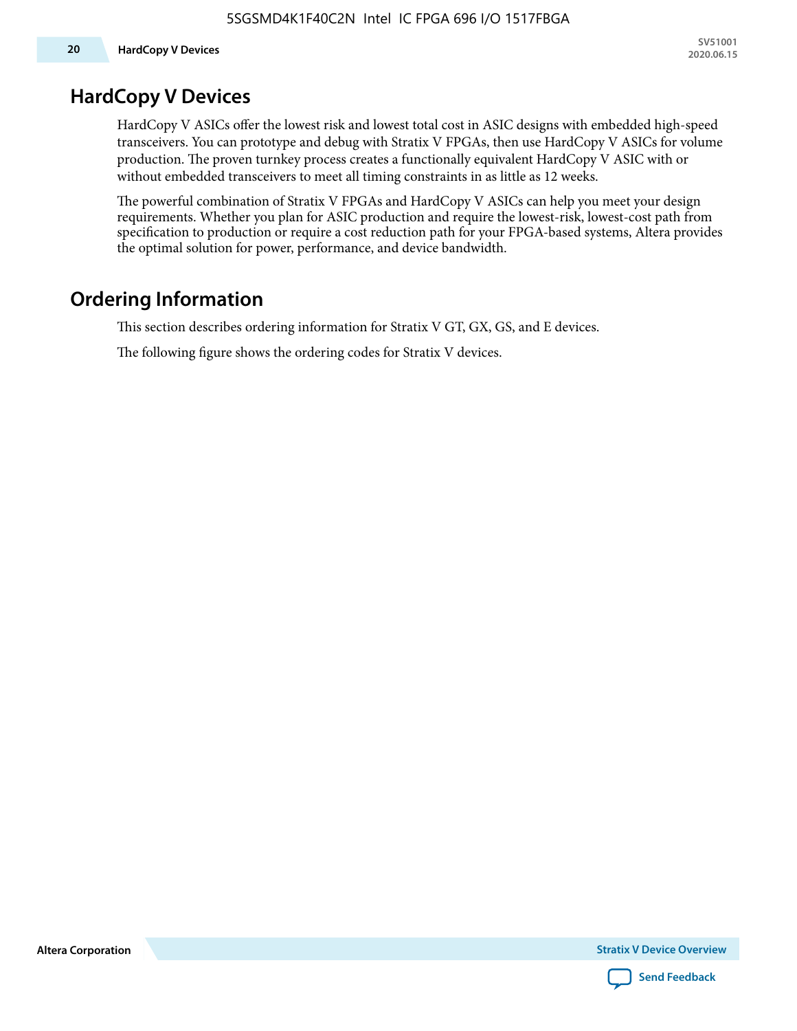# HardCopy V Devices

HardCopy V ASICs offer the lowest risk and lowest total cost in ASIC designs with embedded high-speed transceivers. You can prototype and debug with Stratix V FPGAs, then use HardCopy V ASICs for volume production. The proven turnkey process creates a functionally equivalent HardCopy V ASIC with or without embedded transceivers to meet all timing constraints in as little as 12 weeks.

The powerful combination of Stratix V FPGAs and HardCopy V ASICs can help you meet your design requirements. Whether you plan for ASIC production and require the lowest-risk, lowest-cost path from specification to production or require a cost reduction path for your FPGA-based systems, Altera provides the optimal solution for power, performance, and device bandwidth.

# Ordering Information

This section describes ordering information for Stratix V GT, GX, GS, and E devices.

The following figure shows the ordering codes for Stratix V devices.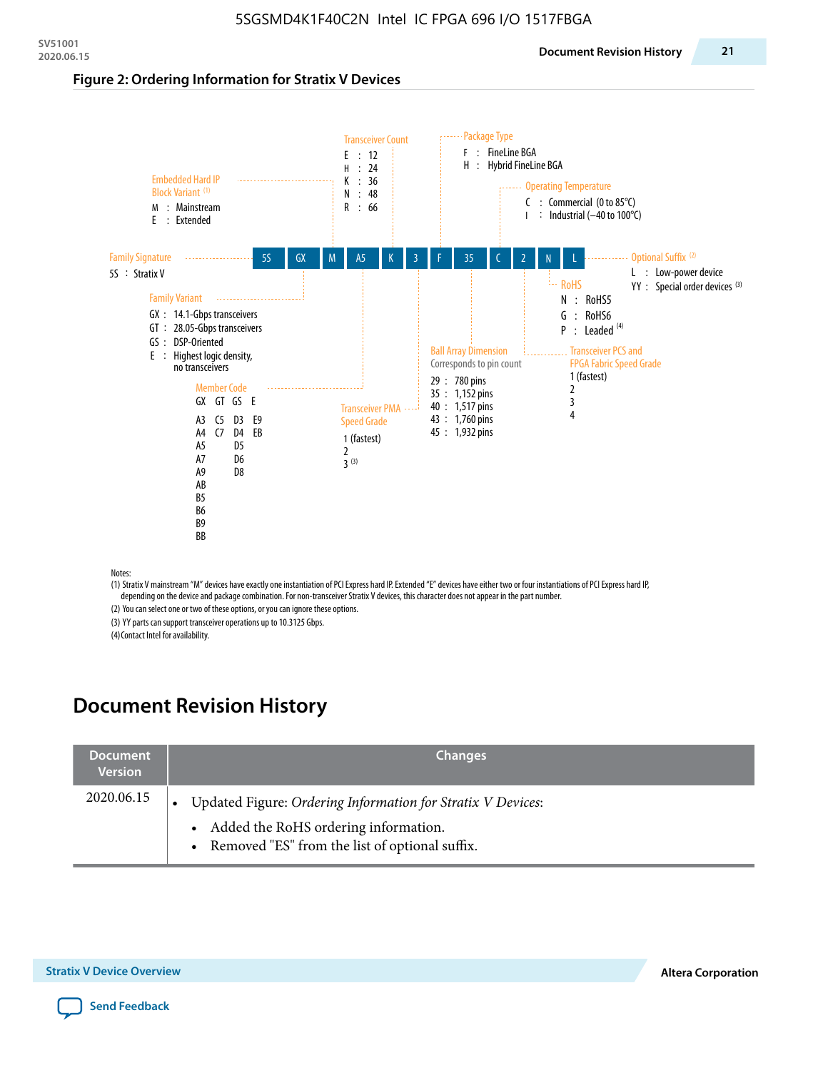5SGSMD4K1F40C2N Intel IC FPGA 696 I/O 1517FBGA

**Figure 2: Ordering Information for Stratix V Devices**

| 5S | GX | M | A5 | K | 3 | F | 35 | C | 2 | N | L |
|---|---|---|---|---|---|---|---|---|---|---|---|

**Family Signature**
- 5S : Stratix V

**Family Variant**
- GX : 14.1-Gbps transceivers
- GT : 28.05-Gbps transceivers
- GS : DSP-Oriented
- E : Highest logic density, no transceivers

**Embedded Hard IP Block Variant** (1)
- M : Mainstream
- E : Extended

**Member Code**

| GX | GT | GS | E |
|---|---|---|---|
| A3 | C5 | D3 | E9 |
| A4 | C7 | D4 | EB |
| A5 | | D5 | |
| A7 | | D6 | |
| A9 | | D8 | |
| AB | | | |
| B5 | | | |
| B6 | | | |
| B9 | | | |
| BB | | | |

**Transceiver Count**
- E : 12
- H : 24
- K : 36
- N : 48
- R : 66

**Transceiver PMA Speed Grade**
- 1 (fastest)
- 2
- 3 (3)

**Package Type**
- F : FineLine BGA
- H : Hybrid FineLine BGA

**Ball Array Dimension**

Corresponds to pin count
- 29 : 780 pins
- 35 : 1,152 pins
- 40 : 1,517 pins
- 43 : 1,760 pins
- 45 : 1,932 pins

**Operating Temperature**
- C : Commercial (0 to 85°C)
- I : Industrial (–40 to 100°C)

**Transceiver PCS and FPGA Fabric Speed Grade**
- 1 (fastest)
- 2
- 3
- 4

**RoHS**
- N : RoHS5
- G : RoHS6
- P : Leaded (4)

**Optional Suffix** (2)
- L : Low-power device
- YY : Special order devices (3)

Notes:
(1) Stratix V mainstream "M" devices have exactly one instantiation of PCI Express hard IP. Extended "E" devices have either two or four instantiations of PCI Express hard IP, depending on the device and package combination. For non-transceiver Stratix V devices, this character does not appear in the part number.
(2) You can select one or two of these options, or you can ignore these options.
(3) YY parts can support transceiver operations up to 10.3125 Gbps.
(4) Contact Intel for availability.

# Document Revision History

| Document Version | Changes |
|---|---|
| 2020.06.15 | • Updated Figure: *Ordering Information for Stratix V Devices*:<br>  • Added the RoHS ordering information.<br>  • Removed "ES" from the list of optional suffix. |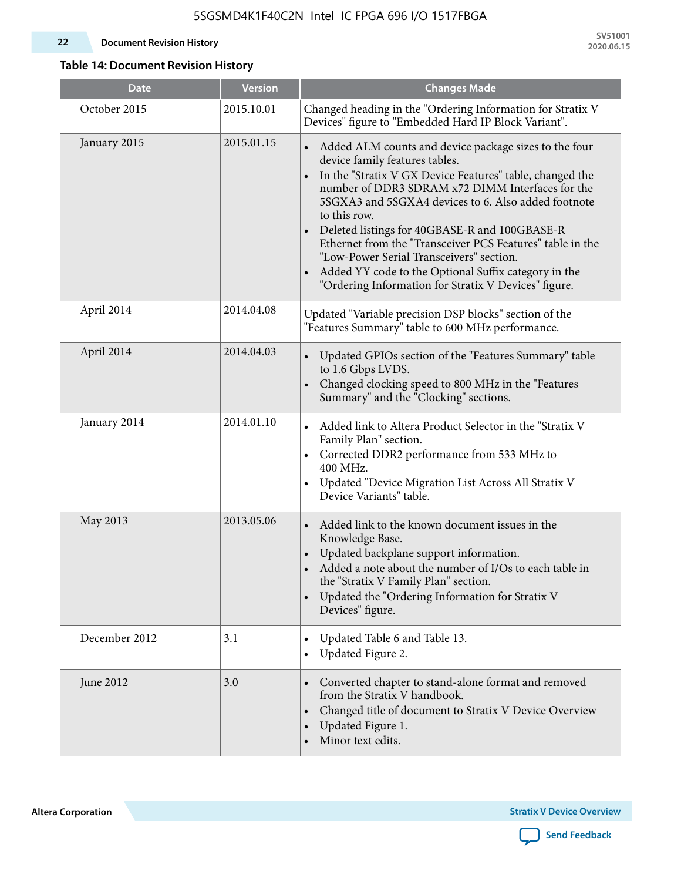**Table 14: Document Revision History**

| Date | Version | Changes Made |
|---|---|---|
| October 2015 | 2015.10.01 | Changed heading in the "Ordering Information for Stratix V Devices" figure to "Embedded Hard IP Block Variant". |
| January 2015 | 2015.01.15 | • Added ALM counts and device package sizes to the four device family features tables.<br>• In the "Stratix V GX Device Features" table, changed the number of DDR3 SDRAM x72 DIMM Interfaces for the 5SGXA3 and 5SGXA4 devices to 6. Also added footnote to this row.<br>• Deleted listings for 40GBASE-R and 100GBASE-R Ethernet from the "Transceiver PCS Features" table in the "Low-Power Serial Transceivers" section.<br>• Added YY code to the Optional Suffix category in the "Ordering Information for Stratix V Devices" figure. |
| April 2014 | 2014.04.08 | Updated "Variable precision DSP blocks" section of the "Features Summary" table to 600 MHz performance. |
| April 2014 | 2014.04.03 | • Updated GPIOs section of the "Features Summary" table to 1.6 Gbps LVDS.<br>• Changed clocking speed to 800 MHz in the "Features Summary" and the "Clocking" sections. |
| January 2014 | 2014.01.10 | • Added link to Altera Product Selector in the "Stratix V Family Plan" section.<br>• Corrected DDR2 performance from 533 MHz to 400 MHz.<br>• Updated "Device Migration List Across All Stratix V Device Variants" table. |
| May 2013 | 2013.05.06 | • Added link to the known document issues in the Knowledge Base.<br>• Updated backplane support information.<br>• Added a note about the number of I/Os to each table in the "Stratix V Family Plan" section.<br>• Updated the "Ordering Information for Stratix V Devices" figure. |
| December 2012 | 3.1 | • Updated Table 6 and Table 13.<br>• Updated Figure 2. |
| June 2012 | 3.0 | • Converted chapter to stand-alone format and removed from the Stratix V handbook.<br>• Changed title of document to Stratix V Device Overview<br>• Updated Figure 1.<br>• Minor text edits. |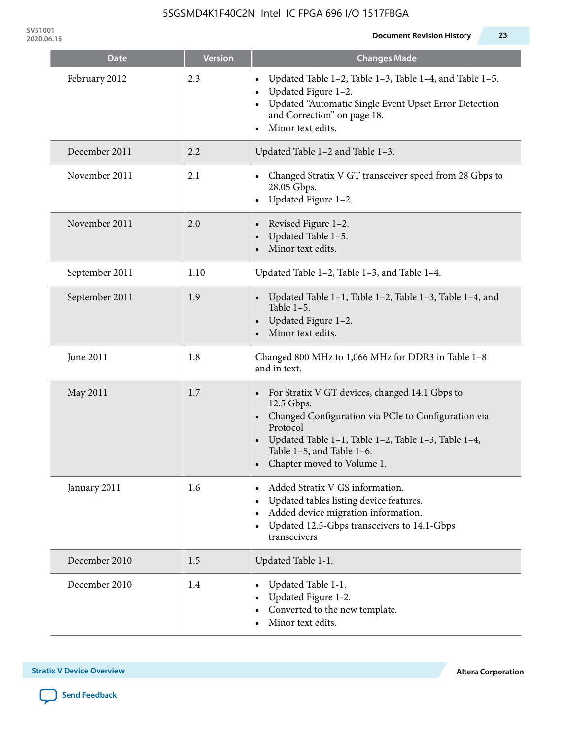| Date | Version | Changes Made |
|---|---|---|
| February 2012 | 2.3 | • Updated Table 1–2, Table 1–3, Table 1–4, and Table 1–5.<br>• Updated Figure 1–2.<br>• Updated "Automatic Single Event Upset Error Detection and Correction" on page 18.<br>• Minor text edits. |
| December 2011 | 2.2 | Updated Table 1–2 and Table 1–3. |
| November 2011 | 2.1 | • Changed Stratix V GT transceiver speed from 28 Gbps to 28.05 Gbps.<br>• Updated Figure 1–2. |
| November 2011 | 2.0 | • Revised Figure 1–2.<br>• Updated Table 1–5.<br>• Minor text edits. |
| September 2011 | 1.10 | Updated Table 1–2, Table 1–3, and Table 1–4. |
| September 2011 | 1.9 | • Updated Table 1–1, Table 1–2, Table 1–3, Table 1–4, and Table 1–5.<br>• Updated Figure 1–2.<br>• Minor text edits. |
| June 2011 | 1.8 | Changed 800 MHz to 1,066 MHz for DDR3 in Table 1–8 and in text. |
| May 2011 | 1.7 | • For Stratix V GT devices, changed 14.1 Gbps to 12.5 Gbps.<br>• Changed Configuration via PCIe to Configuration via Protocol<br>• Updated Table 1–1, Table 1–2, Table 1–3, Table 1–4, Table 1–5, and Table 1–6.<br>• Chapter moved to Volume 1. |
| January 2011 | 1.6 | • Added Stratix V GS information.<br>• Updated tables listing device features.<br>• Added device migration information.<br>• Updated 12.5-Gbps transceivers to 14.1-Gbps transceivers |
| December 2010 | 1.5 | Updated Table 1-1. |
| December 2010 | 1.4 | • Updated Table 1-1.<br>• Updated Figure 1-2.<br>• Converted to the new template.<br>• Minor text edits. |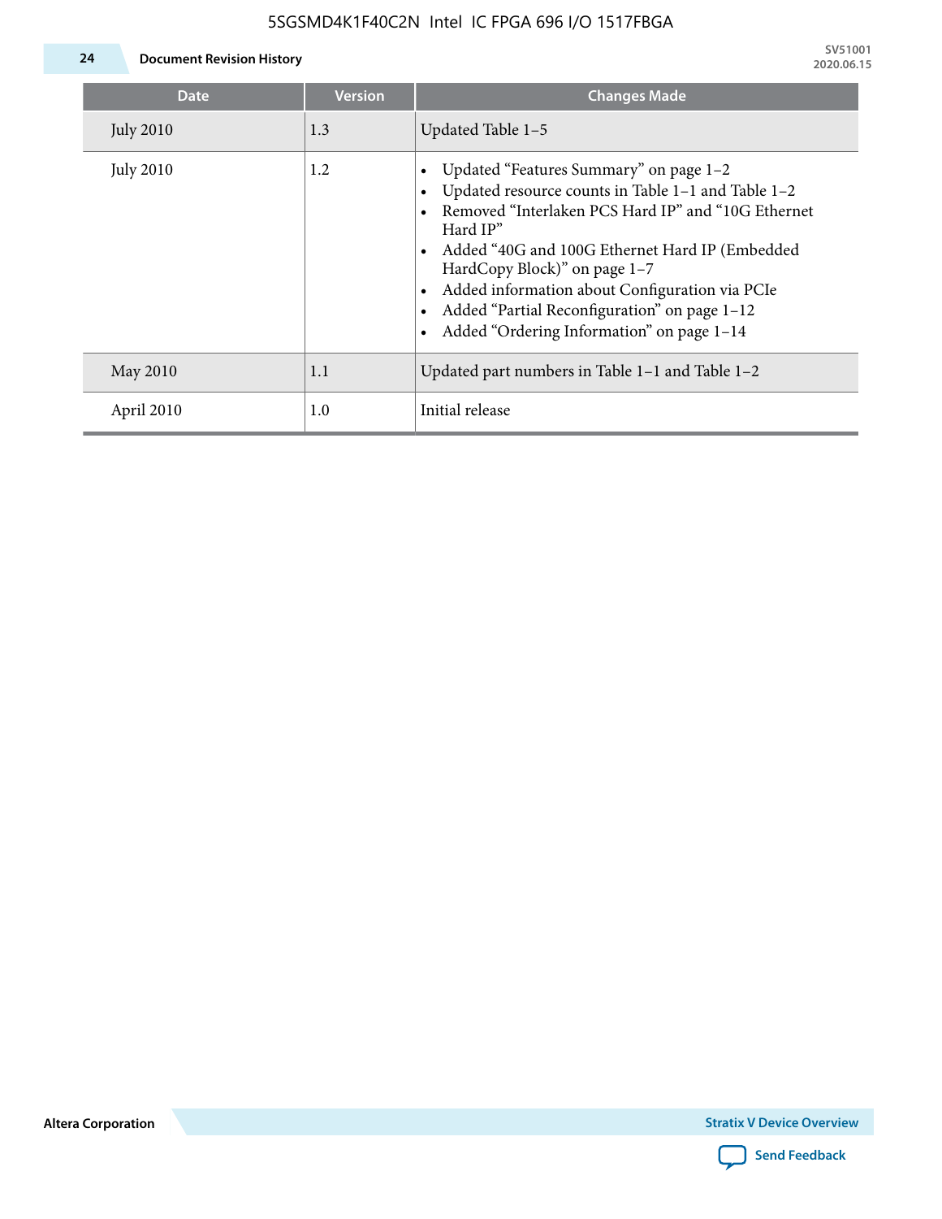| Date | Version | Changes Made |
|---|---|---|
| July 2010 | 1.3 | Updated Table 1–5 |
| July 2010 | 1.2 | • Updated “Features Summary” on page 1–2<br>• Updated resource counts in Table 1–1 and Table 1–2<br>• Removed “Interlaken PCS Hard IP” and “10G Ethernet Hard IP”<br>• Added “40G and 100G Ethernet Hard IP (Embedded HardCopy Block)” on page 1–7<br>• Added information about Configuration via PCIe<br>• Added “Partial Reconfiguration” on page 1–12<br>• Added “Ordering Information” on page 1–14 |
| May 2010 | 1.1 | Updated part numbers in Table 1–1 and Table 1–2 |
| April 2010 | 1.0 | Initial release |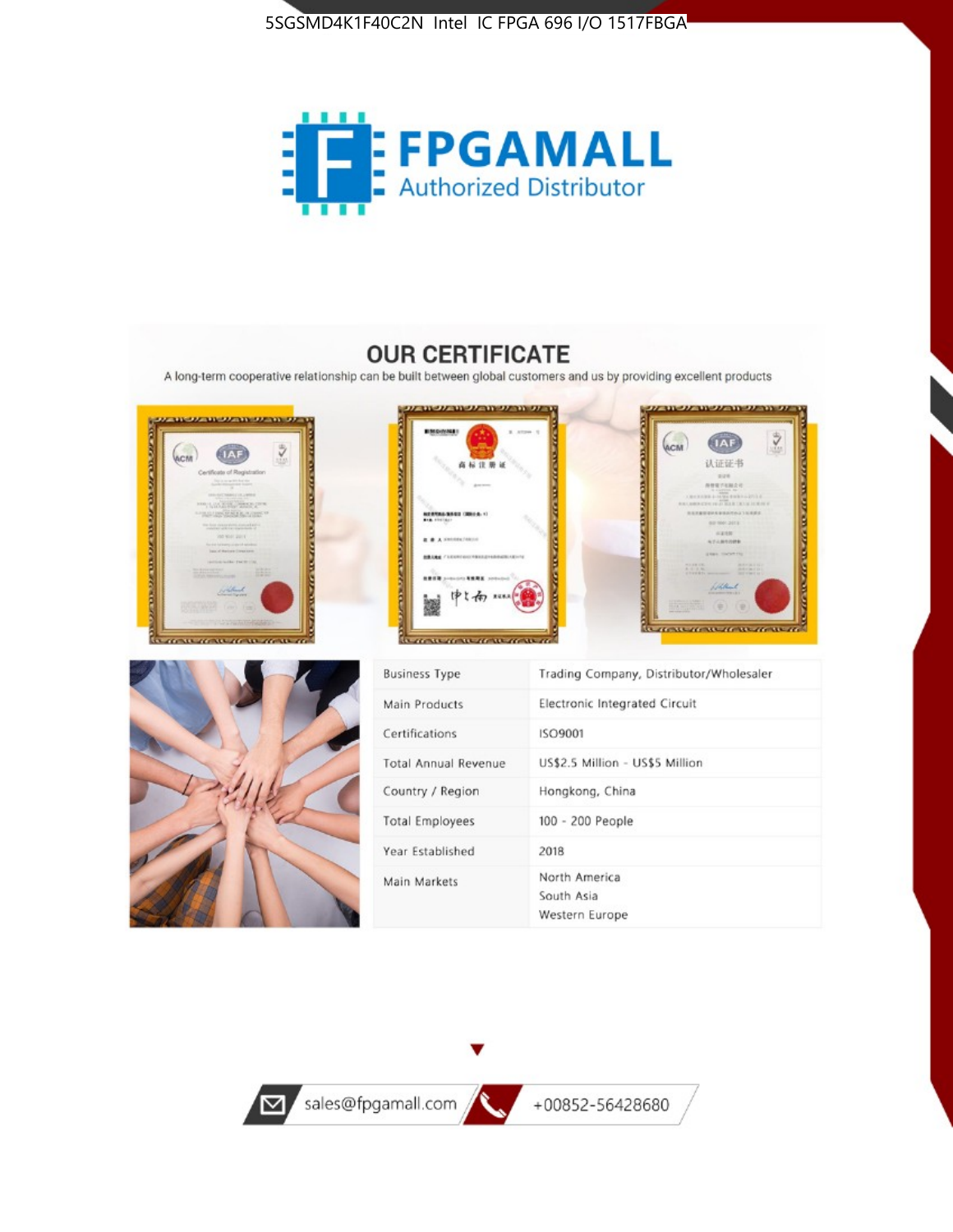# FPGAMALL

Authorized Distributor

## OUR CERTIFICATE

A long-term cooperative relationship can be built between global customers and us by providing excellent products

| | |
|---|---|
| Business Type | Trading Company, Distributor/Wholesaler |
| Main Products | Electronic Integrated Circuit |
| Certifications | ISO9001 |
| Total Annual Revenue | US$2.5 Million - US$5 Million |
| Country / Region | Hongkong, China |
| Total Employees | 100 - 200 People |
| Year Established | 2018 |
| Main Markets | North America<br>South Asia<br>Western Europe |

sales@fpgamall.com

+00852-56428680